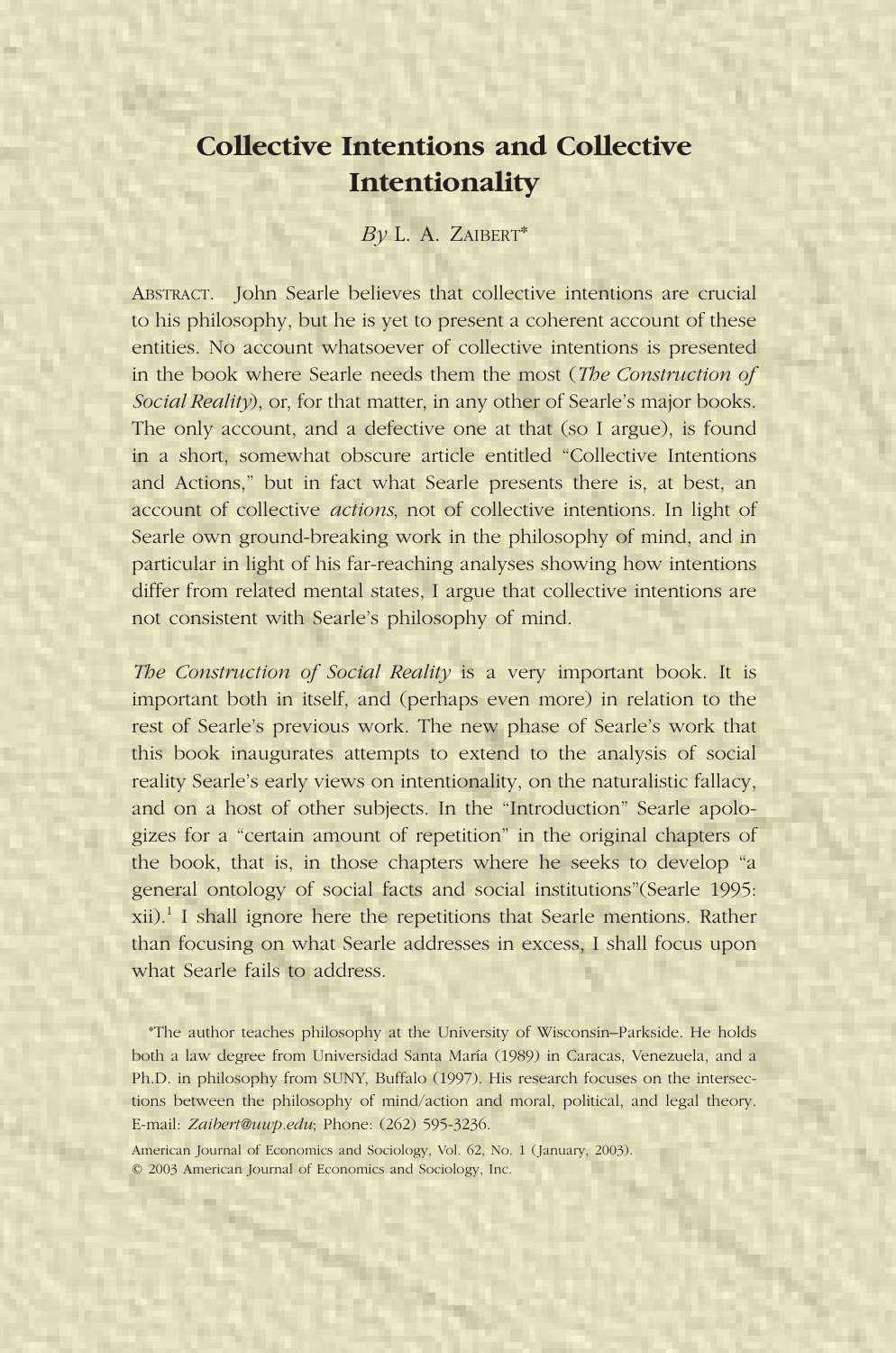# Collective Intentions and Collective Intentionality

*By* L. A. ZAIBERT*

ABSTRACT. John Searle believes that collective intentions are crucial to his philosophy, but he is yet to present a coherent account of these entities. No account whatsoever of collective intentions is presented in the book where Searle needs them the most (*The Construction of Social Reality*), or, for that matter, in any other of Searle's major books. The only account, and a defective one at that (so I argue), is found in a short, somewhat obscure article entitled "Collective Intentions and Actions," but in fact what Searle presents there is, at best, an account of collective *actions*, not of collective intentions. In light of Searle own ground-breaking work in the philosophy of mind, and in particular in light of his far-reaching analyses showing how intentions differ from related mental states, I argue that collective intentions are not consistent with Searle's philosophy of mind.

*The Construction of Social Reality* is a very important book. It is important both in itself, and (perhaps even more) in relation to the rest of Searle's previous work. The new phase of Searle's work that this book inaugurates attempts to extend to the analysis of social reality Searle's early views on intentionality, on the naturalistic fallacy, and on a host of other subjects. In the "Introduction" Searle apologizes for a "certain amount of repetition" in the original chapters of the book, that is, in those chapters where he seeks to develop "a general ontology of social facts and social institutions"(Searle 1995: xii).[1] I shall ignore here the repetitions that Searle mentions. Rather than focusing on what Searle addresses in excess, I shall focus upon what Searle fails to address.

*The author teaches philosophy at the University of Wisconsin–Parkside. He holds both a law degree from Universidad Santa María (1989) in Caracas, Venezuela, and a Ph.D. in philosophy from SUNY, Buffalo (1997). His research focuses on the intersections between the philosophy of mind/action and moral, political, and legal theory. E-mail: *Zaibert@uwp.edu*; Phone: (262) 595-3236.

American Journal of Economics and Sociology, Vol. 62, No. 1 (January, 2003).
© 2003 American Journal of Economics and Sociology, Inc.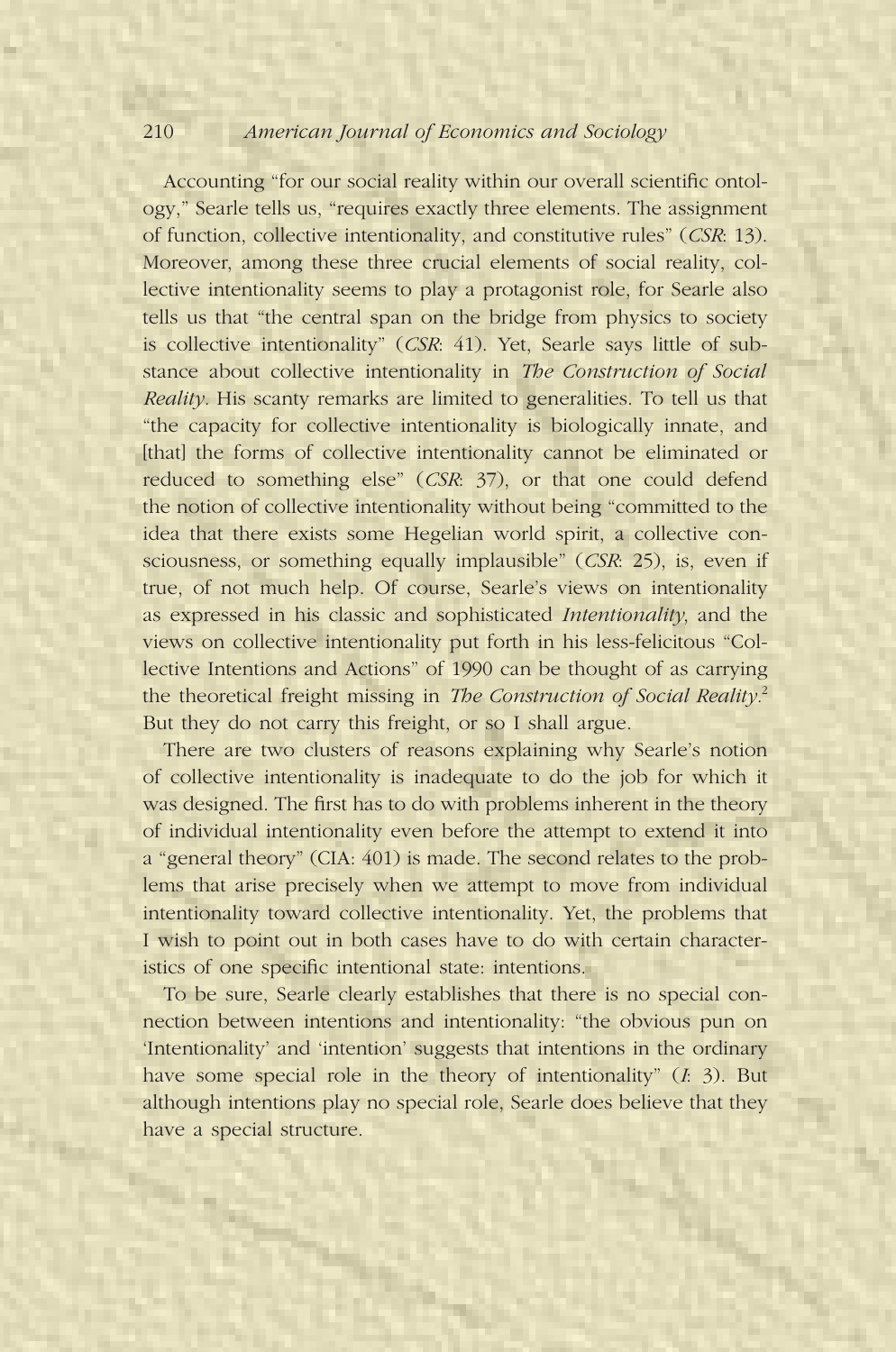Accounting "for our social reality within our overall scientific ontology," Searle tells us, "requires exactly three elements. The assignment of function, collective intentionality, and constitutive rules" (*CSR*: 13). Moreover, among these three crucial elements of social reality, collective intentionality seems to play a protagonist role, for Searle also tells us that "the central span on the bridge from physics to society is collective intentionality" (*CSR*: 41). Yet, Searle says little of substance about collective intentionality in *The Construction of Social Reality*. His scanty remarks are limited to generalities. To tell us that "the capacity for collective intentionality is biologically innate, and [that] the forms of collective intentionality cannot be eliminated or reduced to something else" (*CSR*: 37), or that one could defend the notion of collective intentionality without being "committed to the idea that there exists some Hegelian world spirit, a collective consciousness, or something equally implausible" (*CSR*: 25), is, even if true, of not much help. Of course, Searle's views on intentionality as expressed in his classic and sophisticated *Intentionality*, and the views on collective intentionality put forth in his less-felicitous "Collective Intentions and Actions" of 1990 can be thought of as carrying the theoretical freight missing in *The Construction of Social Reality*.[2] But they do not carry this freight, or so I shall argue.

There are two clusters of reasons explaining why Searle's notion of collective intentionality is inadequate to do the job for which it was designed. The first has to do with problems inherent in the theory of individual intentionality even before the attempt to extend it into a "general theory" (CIA: 401) is made. The second relates to the problems that arise precisely when we attempt to move from individual intentionality toward collective intentionality. Yet, the problems that I wish to point out in both cases have to do with certain characteristics of one specific intentional state: intentions.

To be sure, Searle clearly establishes that there is no special connection between intentions and intentionality: "the obvious pun on 'Intentionality' and 'intention' suggests that intentions in the ordinary have some special role in the theory of intentionality" (*I*: 3). But although intentions play no special role, Searle does believe that they have a special structure.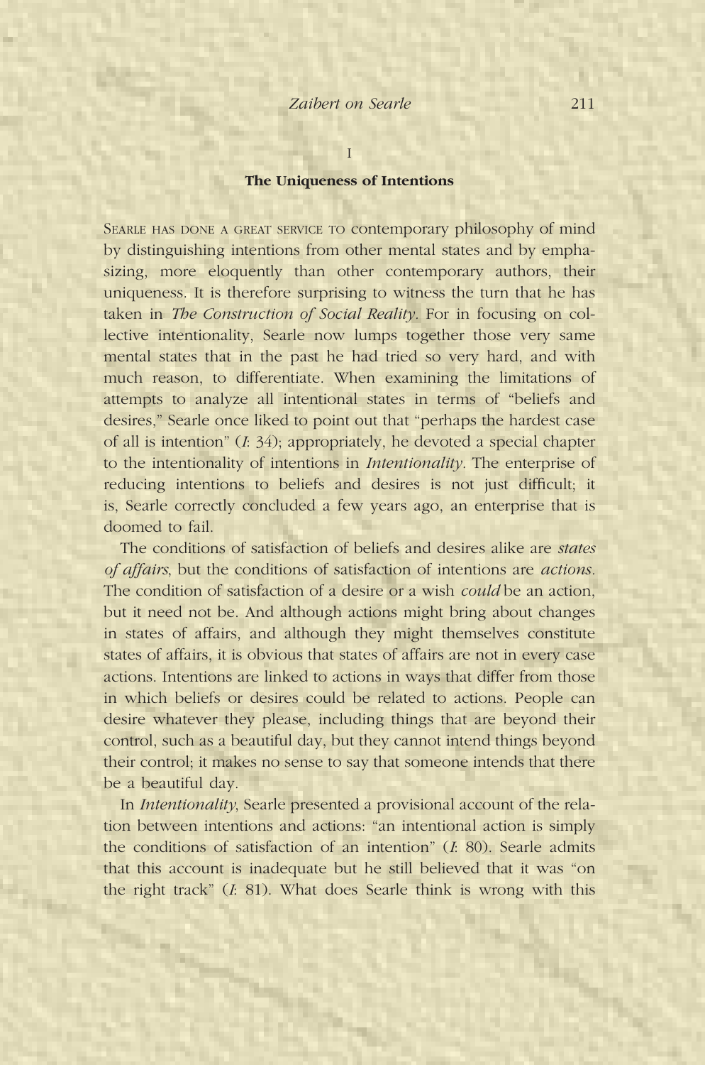I

## The Uniqueness of Intentions

Searle has done a great service to contemporary philosophy of mind by distinguishing intentions from other mental states and by emphasizing, more eloquently than other contemporary authors, their uniqueness. It is therefore surprising to witness the turn that he has taken in *The Construction of Social Reality*. For in focusing on collective intentionality, Searle now lumps together those very same mental states that in the past he had tried so very hard, and with much reason, to differentiate. When examining the limitations of attempts to analyze all intentional states in terms of "beliefs and desires," Searle once liked to point out that "perhaps the hardest case of all is intention" (*I*: 34); appropriately, he devoted a special chapter to the intentionality of intentions in *Intentionality*. The enterprise of reducing intentions to beliefs and desires is not just difficult; it is, Searle correctly concluded a few years ago, an enterprise that is doomed to fail.

The conditions of satisfaction of beliefs and desires alike are *states of affairs*, but the conditions of satisfaction of intentions are *actions*. The condition of satisfaction of a desire or a wish *could* be an action, but it need not be. And although actions might bring about changes in states of affairs, and although they might themselves constitute states of affairs, it is obvious that states of affairs are not in every case actions. Intentions are linked to actions in ways that differ from those in which beliefs or desires could be related to actions. People can desire whatever they please, including things that are beyond their control, such as a beautiful day, but they cannot intend things beyond their control; it makes no sense to say that someone intends that there be a beautiful day.

In *Intentionality*, Searle presented a provisional account of the relation between intentions and actions: "an intentional action is simply the conditions of satisfaction of an intention" (*I*: 80). Searle admits that this account is inadequate but he still believed that it was "on the right track" (*I*: 81). What does Searle think is wrong with this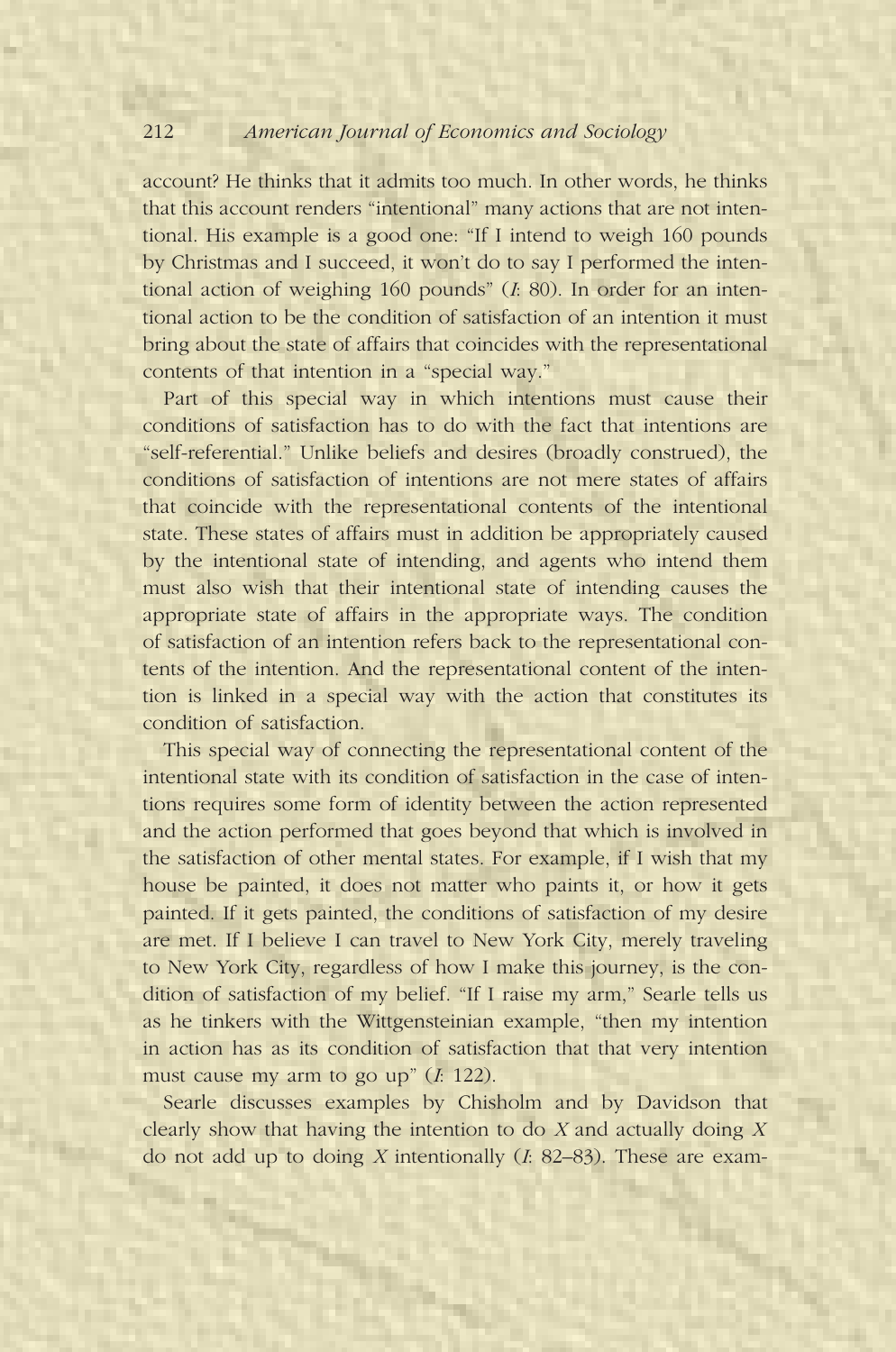account? He thinks that it admits too much. In other words, he thinks that this account renders "intentional" many actions that are not intentional. His example is a good one: "If I intend to weigh 160 pounds by Christmas and I succeed, it won't do to say I performed the intentional action of weighing 160 pounds" (*I*: 80). In order for an intentional action to be the condition of satisfaction of an intention it must bring about the state of affairs that coincides with the representational contents of that intention in a "special way."

Part of this special way in which intentions must cause their conditions of satisfaction has to do with the fact that intentions are "self-referential." Unlike beliefs and desires (broadly construed), the conditions of satisfaction of intentions are not mere states of affairs that coincide with the representational contents of the intentional state. These states of affairs must in addition be appropriately caused by the intentional state of intending, and agents who intend them must also wish that their intentional state of intending causes the appropriate state of affairs in the appropriate ways. The condition of satisfaction of an intention refers back to the representational contents of the intention. And the representational content of the intention is linked in a special way with the action that constitutes its condition of satisfaction.

This special way of connecting the representational content of the intentional state with its condition of satisfaction in the case of intentions requires some form of identity between the action represented and the action performed that goes beyond that which is involved in the satisfaction of other mental states. For example, if I wish that my house be painted, it does not matter who paints it, or how it gets painted. If it gets painted, the conditions of satisfaction of my desire are met. If I believe I can travel to New York City, merely traveling to New York City, regardless of how I make this journey, is the condition of satisfaction of my belief. "If I raise my arm," Searle tells us as he tinkers with the Wittgensteinian example, "then my intention in action has as its condition of satisfaction that that very intention must cause my arm to go up" (*I*: 122).

Searle discusses examples by Chisholm and by Davidson that clearly show that having the intention to do *X* and actually doing *X* do not add up to doing *X* intentionally (*I*: 82–83). These are exam-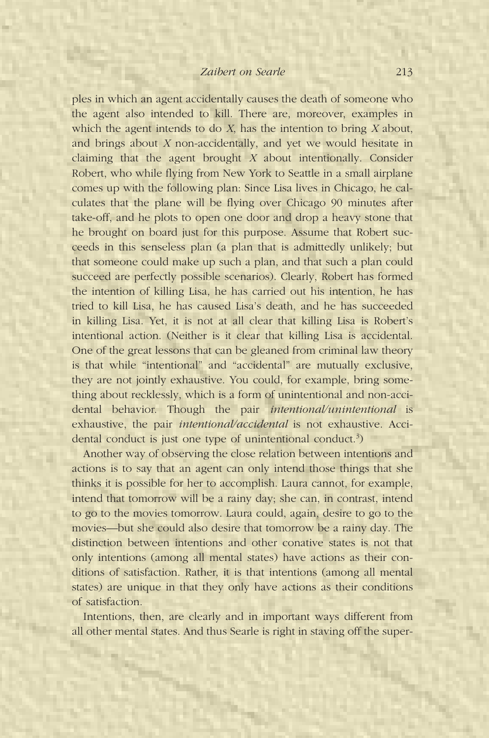ples in which an agent accidentally causes the death of someone who the agent also intended to kill. There are, moreover, examples in which the agent intends to do *X*, has the intention to bring *X* about, and brings about *X* non-accidentally, and yet we would hesitate in claiming that the agent brought *X* about intentionally. Consider Robert, who while flying from New York to Seattle in a small airplane comes up with the following plan: Since Lisa lives in Chicago, he calculates that the plane will be flying over Chicago 90 minutes after take-off, and he plots to open one door and drop a heavy stone that he brought on board just for this purpose. Assume that Robert succeeds in this senseless plan (a plan that is admittedly unlikely; but that someone could make up such a plan, and that such a plan could succeed are perfectly possible scenarios). Clearly, Robert has formed the intention of killing Lisa, he has carried out his intention, he has tried to kill Lisa, he has caused Lisa's death, and he has succeeded in killing Lisa. Yet, it is not at all clear that killing Lisa is Robert's intentional action. (Neither is it clear that killing Lisa is accidental. One of the great lessons that can be gleaned from criminal law theory is that while "intentional" and "accidental" are mutually exclusive, they are not jointly exhaustive. You could, for example, bring something about recklessly, which is a form of unintentional and non-accidental behavior. Though the pair *intentional/unintentional* is exhaustive, the pair *intentional/accidental* is not exhaustive. Accidental conduct is just one type of unintentional conduct.[3])

Another way of observing the close relation between intentions and actions is to say that an agent can only intend those things that she thinks it is possible for her to accomplish. Laura cannot, for example, intend that tomorrow will be a rainy day; she can, in contrast, intend to go to the movies tomorrow. Laura could, again, desire to go to the movies—but she could also desire that tomorrow be a rainy day. The distinction between intentions and other conative states is not that only intentions (among all mental states) have actions as their conditions of satisfaction. Rather, it is that intentions (among all mental states) are unique in that they only have actions as their conditions of satisfaction.

Intentions, then, are clearly and in important ways different from all other mental states. And thus Searle is right in staving off the super-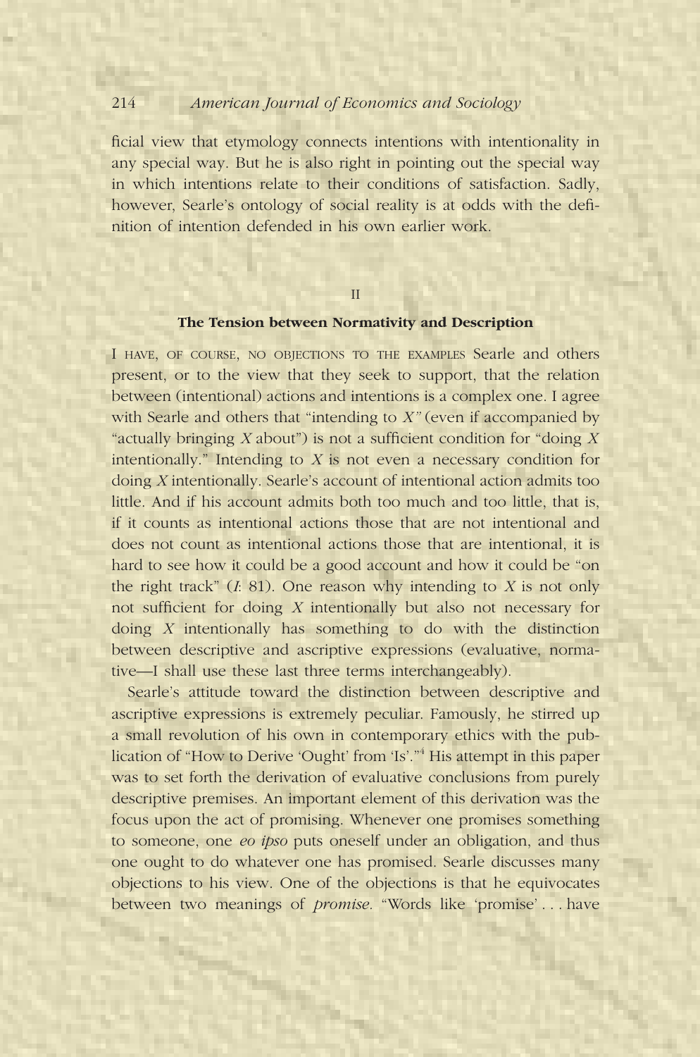ficial view that etymology connects intentions with intentionality in any special way. But he is also right in pointing out the special way in which intentions relate to their conditions of satisfaction. Sadly, however, Searle's ontology of social reality is at odds with the definition of intention defended in his own earlier work.

## II

### The Tension between Normativity and Description

I HAVE, OF COURSE, NO OBJECTIONS TO THE EXAMPLES Searle and others present, or to the view that they seek to support, that the relation between (intentional) actions and intentions is a complex one. I agree with Searle and others that "intending to *X*" (even if accompanied by "actually bringing *X* about") is not a sufficient condition for "doing *X* intentionally." Intending to *X* is not even a necessary condition for doing *X* intentionally. Searle's account of intentional action admits too little. And if his account admits both too much and too little, that is, if it counts as intentional actions those that are not intentional and does not count as intentional actions those that are intentional, it is hard to see how it could be a good account and how it could be "on the right track" (*I*: 81). One reason why intending to *X* is not only not sufficient for doing *X* intentionally but also not necessary for doing *X* intentionally has something to do with the distinction between descriptive and ascriptive expressions (evaluative, normative—I shall use these last three terms interchangeably).

Searle's attitude toward the distinction between descriptive and ascriptive expressions is extremely peculiar. Famously, he stirred up a small revolution of his own in contemporary ethics with the publication of "How to Derive 'Ought' from 'Is'."[4] His attempt in this paper was to set forth the derivation of evaluative conclusions from purely descriptive premises. An important element of this derivation was the focus upon the act of promising. Whenever one promises something to someone, one *eo ipso* puts oneself under an obligation, and thus one ought to do whatever one has promised. Searle discusses many objections to his view. One of the objections is that he equivocates between two meanings of *promise*. "Words like 'promise' . . . have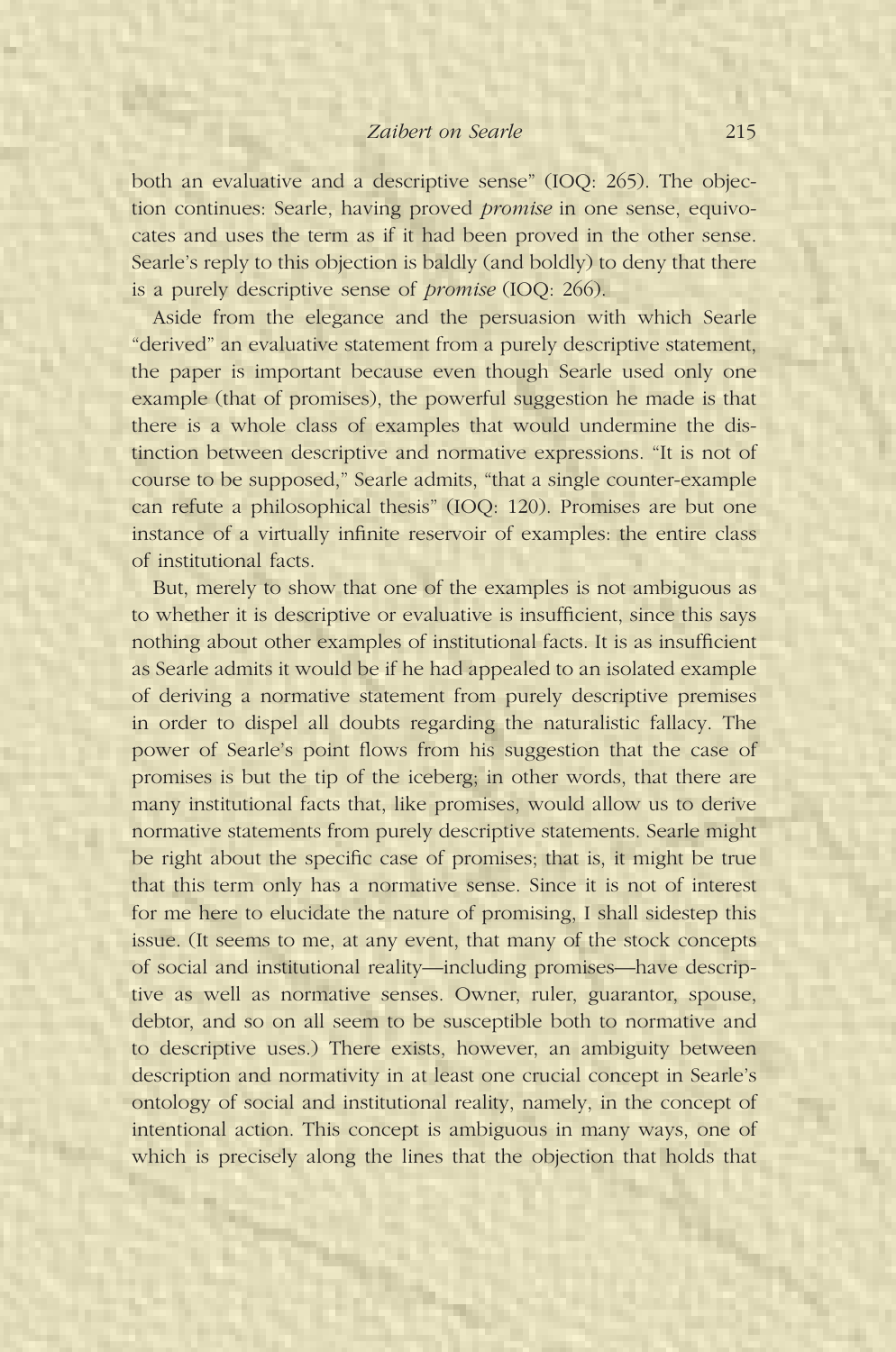both an evaluative and a descriptive sense" (IOQ: 265). The objection continues: Searle, having proved *promise* in one sense, equivocates and uses the term as if it had been proved in the other sense. Searle's reply to this objection is baldly (and boldly) to deny that there is a purely descriptive sense of *promise* (IOQ: 266).

Aside from the elegance and the persuasion with which Searle "derived" an evaluative statement from a purely descriptive statement, the paper is important because even though Searle used only one example (that of promises), the powerful suggestion he made is that there is a whole class of examples that would undermine the distinction between descriptive and normative expressions. "It is not of course to be supposed," Searle admits, "that a single counter-example can refute a philosophical thesis" (IOQ: 120). Promises are but one instance of a virtually infinite reservoir of examples: the entire class of institutional facts.

But, merely to show that one of the examples is not ambiguous as to whether it is descriptive or evaluative is insufficient, since this says nothing about other examples of institutional facts. It is as insufficient as Searle admits it would be if he had appealed to an isolated example of deriving a normative statement from purely descriptive premises in order to dispel all doubts regarding the naturalistic fallacy. The power of Searle's point flows from his suggestion that the case of promises is but the tip of the iceberg; in other words, that there are many institutional facts that, like promises, would allow us to derive normative statements from purely descriptive statements. Searle might be right about the specific case of promises; that is, it might be true that this term only has a normative sense. Since it is not of interest for me here to elucidate the nature of promising, I shall sidestep this issue. (It seems to me, at any event, that many of the stock concepts of social and institutional reality—including promises—have descriptive as well as normative senses. Owner, ruler, guarantor, spouse, debtor, and so on all seem to be susceptible both to normative and to descriptive uses.) There exists, however, an ambiguity between description and normativity in at least one crucial concept in Searle's ontology of social and institutional reality, namely, in the concept of intentional action. This concept is ambiguous in many ways, one of which is precisely along the lines that the objection that holds that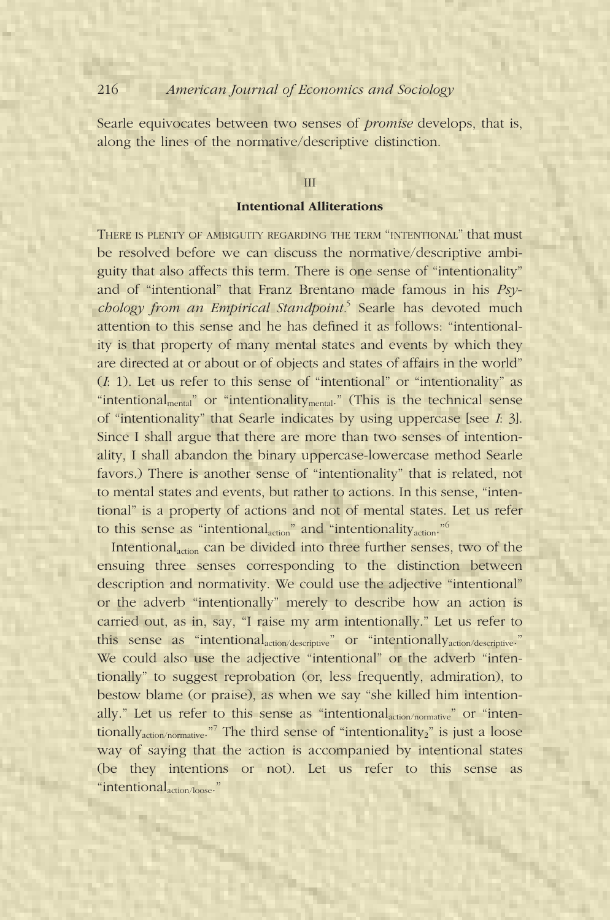Searle equivocates between two senses of *promise* develops, that is, along the lines of the normative/descriptive distinction.

## III

### Intentional Alliterations

THERE IS PLENTY OF AMBIGUITY REGARDING THE TERM "INTENTIONAL" that must be resolved before we can discuss the normative/descriptive ambiguity that also affects this term. There is one sense of "intentionality" and of "intentional" that Franz Brentano made famous in his *Psychology from an Empirical Standpoint*.[5] Searle has devoted much attention to this sense and he has defined it as follows: "intentionality is that property of many mental states and events by which they are directed at or about or of objects and states of affairs in the world" (*I*: 1). Let us refer to this sense of "intentional" or "intentionality" as "$\text{intentional}_{\text{mental}}$" or "$\text{intentionality}_{\text{mental}}$." (This is the technical sense of "intentionality" that Searle indicates by using uppercase [see *I*: 3]. Since I shall argue that there are more than two senses of intentionality, I shall abandon the binary uppercase-lowercase method Searle favors.) There is another sense of "intentionality" that is related, not to mental states and events, but rather to actions. In this sense, "intentional" is a property of actions and not of mental states. Let us refer to this sense as "$\text{intentional}_{\text{action}}$" and "$\text{intentionality}_{\text{action}}$."[6]

$\text{Intentional}_{\text{action}}$ can be divided into three further senses, two of the ensuing three senses corresponding to the distinction between description and normativity. We could use the adjective "intentional" or the adverb "intentionally" merely to describe how an action is carried out, as in, say, "I raise my arm intentionally." Let us refer to this sense as "$\text{intentional}_{\text{action/descriptive}}$" or "$\text{intentionally}_{\text{action/descriptive}}$." We could also use the adjective "intentional" or the adverb "intentionally" to suggest reprobation (or, less frequently, admiration), to bestow blame (or praise), as when we say "she killed him intentionally." Let us refer to this sense as "$\text{intentional}_{\text{action/normative}}$" or "$\text{intentionally}_{\text{action/normative}}$."[7] The third sense of "$\text{intentionality}_2$" is just a loose way of saying that the action is accompanied by intentional states (be they intentions or not). Let us refer to this sense as "$\text{intentional}_{\text{action/loose}}$."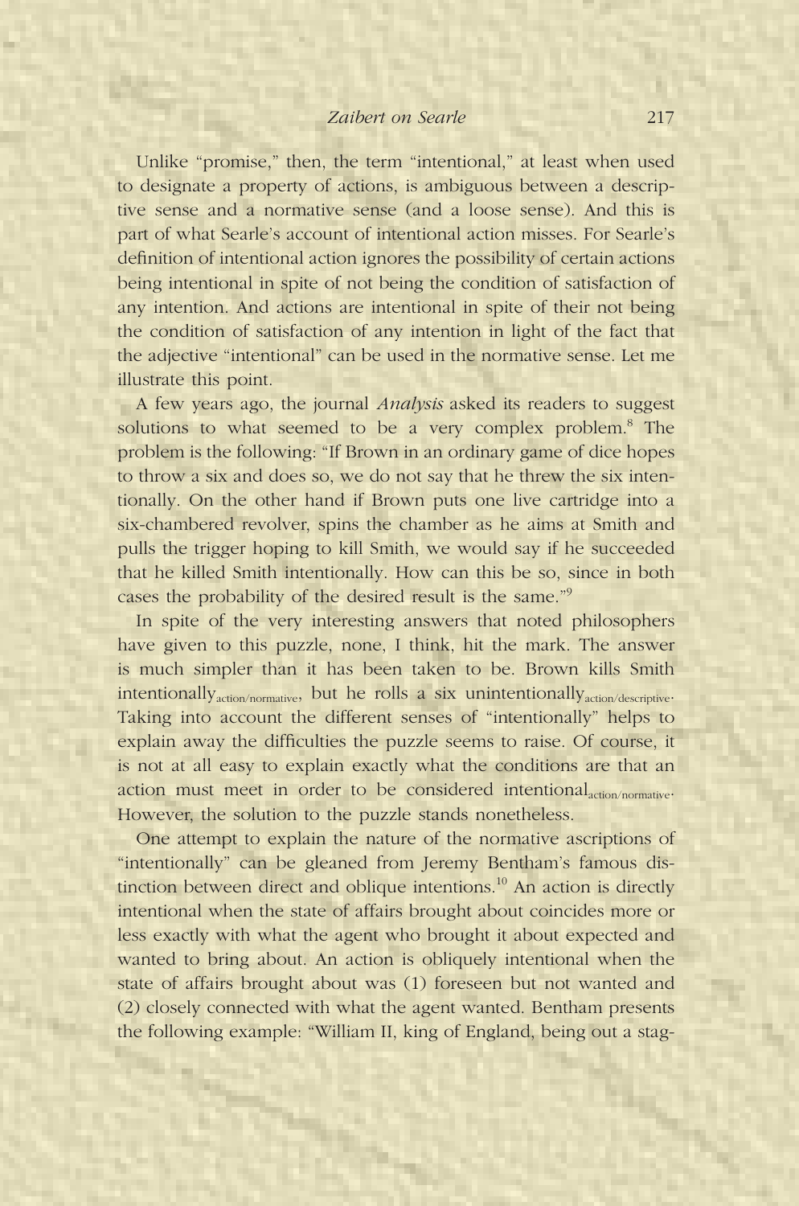Unlike "promise," then, the term "intentional," at least when used to designate a property of actions, is ambiguous between a descriptive sense and a normative sense (and a loose sense). And this is part of what Searle's account of intentional action misses. For Searle's definition of intentional action ignores the possibility of certain actions being intentional in spite of not being the condition of satisfaction of any intention. And actions are intentional in spite of their not being the condition of satisfaction of any intention in light of the fact that the adjective "intentional" can be used in the normative sense. Let me illustrate this point.

A few years ago, the journal *Analysis* asked its readers to suggest solutions to what seemed to be a very complex problem.[8] The problem is the following: "If Brown in an ordinary game of dice hopes to throw a six and does so, we do not say that he threw the six intentionally. On the other hand if Brown puts one live cartridge into a six-chambered revolver, spins the chamber as he aims at Smith and pulls the trigger hoping to kill Smith, we would say if he succeeded that he killed Smith intentionally. How can this be so, since in both cases the probability of the desired result is the same."[9]

In spite of the very interesting answers that noted philosophers have given to this puzzle, none, I think, hit the mark. The answer is much simpler than it has been taken to be. Brown kills Smith $\text{intentionally}_{\text{action/normative}}$, but he rolls a six $\text{unintentionally}_{\text{action/descriptive}}$. Taking into account the different senses of "intentionally" helps to explain away the difficulties the puzzle seems to raise. Of course, it is not at all easy to explain exactly what the conditions are that an action must meet in order to be considered $\text{intentional}_{\text{action/normative}}$. However, the solution to the puzzle stands nonetheless.

One attempt to explain the nature of the normative ascriptions of "intentionally" can be gleaned from Jeremy Bentham's famous distinction between direct and oblique intentions.[10] An action is directly intentional when the state of affairs brought about coincides more or less exactly with what the agent who brought it about expected and wanted to bring about. An action is obliquely intentional when the state of affairs brought about was (1) foreseen but not wanted and (2) closely connected with what the agent wanted. Bentham presents the following example: "William II, king of England, being out a stag-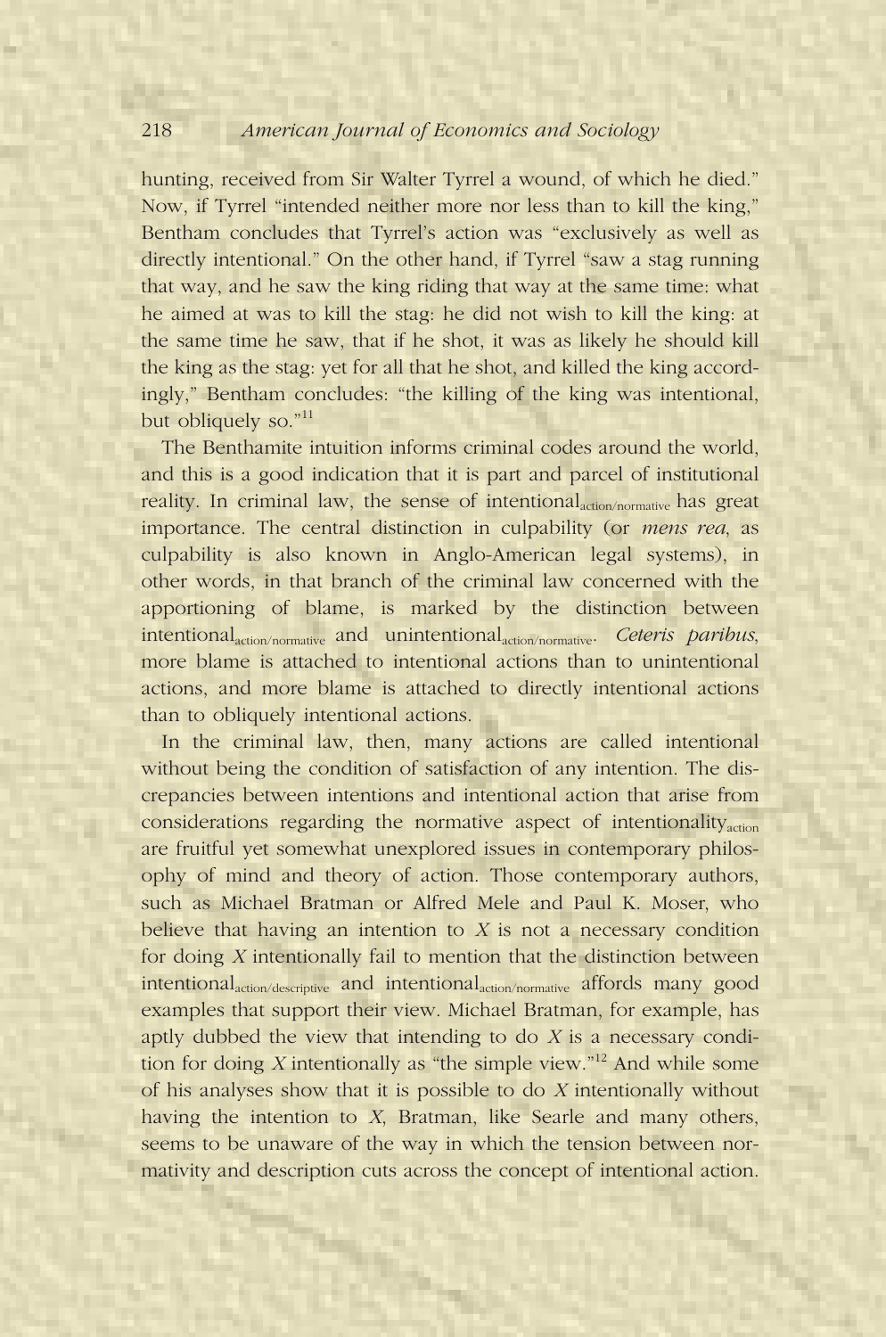hunting, received from Sir Walter Tyrrel a wound, of which he died." Now, if Tyrrel "intended neither more nor less than to kill the king," Bentham concludes that Tyrrel's action was "exclusively as well as directly intentional." On the other hand, if Tyrrel "saw a stag running that way, and he saw the king riding that way at the same time: what he aimed at was to kill the stag: he did not wish to kill the king: at the same time he saw, that if he shot, it was as likely he should kill the king as the stag: yet for all that he shot, and killed the king accordingly," Bentham concludes: "the killing of the king was intentional, but obliquely so."[11]

The Benthamite intuition informs criminal codes around the world, and this is a good indication that it is part and parcel of institutional reality. In criminal law, the sense of $\text{intentional}_{\text{action/normative}}$ has great importance. The central distinction in culpability (or *mens rea*, as culpability is also known in Anglo-American legal systems), in other words, in that branch of the criminal law concerned with the apportioning of blame, is marked by the distinction between $\text{intentional}_{\text{action/normative}}$ and $\text{unintentional}_{\text{action/normative}}$. *Ceteris paribus*, more blame is attached to intentional actions than to unintentional actions, and more blame is attached to directly intentional actions than to obliquely intentional actions.

In the criminal law, then, many actions are called intentional without being the condition of satisfaction of any intention. The discrepancies between intentions and intentional action that arise from considerations regarding the normative aspect of $\text{intentionality}_{\text{action}}$ are fruitful yet somewhat unexplored issues in contemporary philosophy of mind and theory of action. Those contemporary authors, such as Michael Bratman or Alfred Mele and Paul K. Moser, who believe that having an intention to *X* is not a necessary condition for doing *X* intentionally fail to mention that the distinction between $\text{intentional}_{\text{action/descriptive}}$ and $\text{intentional}_{\text{action/normative}}$ affords many good examples that support their view. Michael Bratman, for example, has aptly dubbed the view that intending to do *X* is a necessary condition for doing *X* intentionally as "the simple view."[12] And while some of his analyses show that it is possible to do *X* intentionally without having the intention to *X*, Bratman, like Searle and many others, seems to be unaware of the way in which the tension between normativity and description cuts across the concept of intentional action.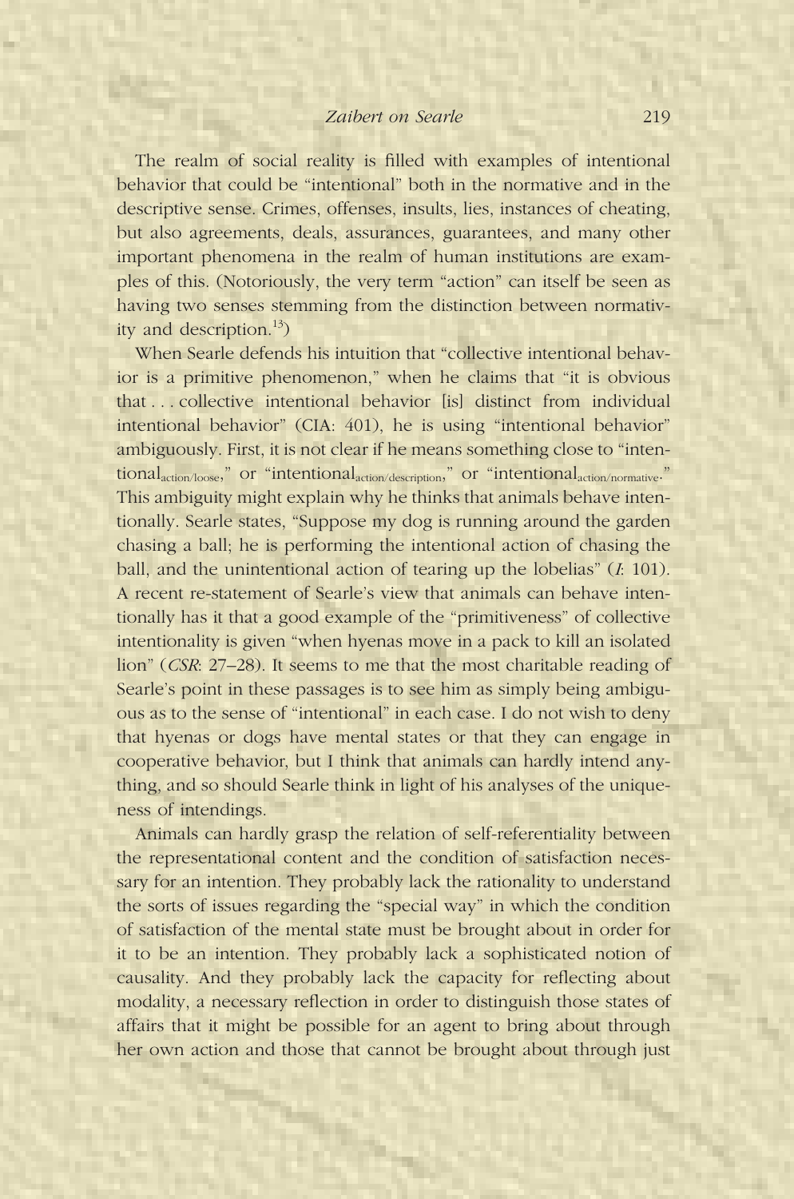The realm of social reality is filled with examples of intentional behavior that could be "intentional" both in the normative and in the descriptive sense. Crimes, offenses, insults, lies, instances of cheating, but also agreements, deals, assurances, guarantees, and many other important phenomena in the realm of human institutions are examples of this. (Notoriously, the very term "action" can itself be seen as having two senses stemming from the distinction between normativity and description.[13])

When Searle defends his intuition that "collective intentional behavior is a primitive phenomenon," when he claims that "it is obvious that . . . collective intentional behavior [is] distinct from individual intentional behavior" (CIA: 401), he is using "intentional behavior" ambiguously. First, it is not clear if he means something close to "intentional$_{\text{action/loose}}$," or "intentional$_{\text{action/description}}$," or "intentional$_{\text{action/normative}}$." This ambiguity might explain why he thinks that animals behave intentionally. Searle states, "Suppose my dog is running around the garden chasing a ball; he is performing the intentional action of chasing the ball, and the unintentional action of tearing up the lobelias" (*I*: 101). A recent re-statement of Searle's view that animals can behave intentionally has it that a good example of the "primitiveness" of collective intentionality is given "when hyenas move in a pack to kill an isolated lion" (*CSR*: 27–28). It seems to me that the most charitable reading of Searle's point in these passages is to see him as simply being ambiguous as to the sense of "intentional" in each case. I do not wish to deny that hyenas or dogs have mental states or that they can engage in cooperative behavior, but I think that animals can hardly intend anything, and so should Searle think in light of his analyses of the uniqueness of intendings.

Animals can hardly grasp the relation of self-referentiality between the representational content and the condition of satisfaction necessary for an intention. They probably lack the rationality to understand the sorts of issues regarding the "special way" in which the condition of satisfaction of the mental state must be brought about in order for it to be an intention. They probably lack a sophisticated notion of causality. And they probably lack the capacity for reflecting about modality, a necessary reflection in order to distinguish those states of affairs that it might be possible for an agent to bring about through her own action and those that cannot be brought about through just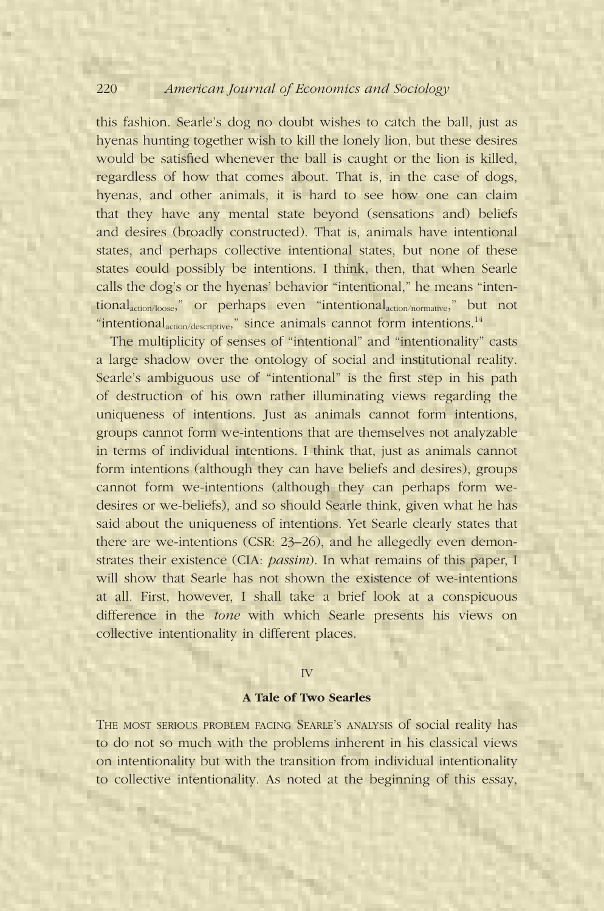this fashion. Searle's dog no doubt wishes to catch the ball, just as hyenas hunting together wish to kill the lonely lion, but these desires would be satisfied whenever the ball is caught or the lion is killed, regardless of how that comes about. That is, in the case of dogs, hyenas, and other animals, it is hard to see how one can claim that they have any mental state beyond (sensations and) beliefs and desires (broadly constructed). That is, animals have intentional states, and perhaps collective intentional states, but none of these states could possibly be intentions. I think, then, that when Searle calls the dog's or the hyenas' behavior "intentional," he means "intentional$_{action/loose}$," or perhaps even "intentional$_{action/normative}$," but not "intentional$_{action/descriptive}$," since animals cannot form intentions.[14]

The multiplicity of senses of "intentional" and "intentionality" casts a large shadow over the ontology of social and institutional reality. Searle's ambiguous use of "intentional" is the first step in his path of destruction of his own rather illuminating views regarding the uniqueness of intentions. Just as animals cannot form intentions, groups cannot form we-intentions that are themselves not analyzable in terms of individual intentions. I think that, just as animals cannot form intentions (although they can have beliefs and desires), groups cannot form we-intentions (although they can perhaps form we-desires or we-beliefs), and so should Searle think, given what he has said about the uniqueness of intentions. Yet Searle clearly states that there are we-intentions (CSR: 23–26), and he allegedly even demonstrates their existence (CIA: *passim*). In what remains of this paper, I will show that Searle has not shown the existence of we-intentions at all. First, however, I shall take a brief look at a conspicuous difference in the *tone* with which Searle presents his views on collective intentionality in different places.

## IV

### A Tale of Two Searles

THE MOST SERIOUS PROBLEM FACING SEARLE'S ANALYSIS of social reality has to do not so much with the problems inherent in his classical views on intentionality but with the transition from individual intentionality to collective intentionality. As noted at the beginning of this essay,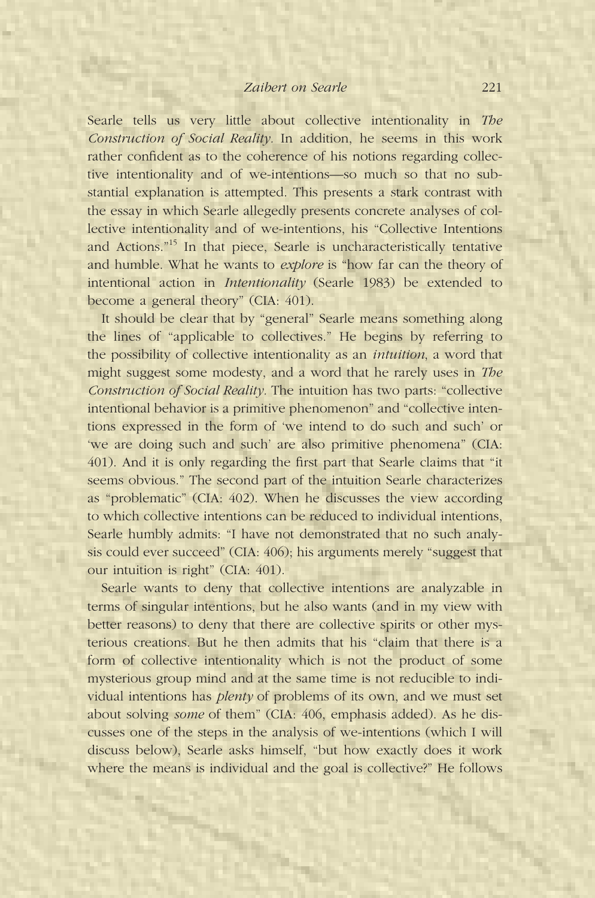Searle tells us very little about collective intentionality in *The Construction of Social Reality*. In addition, he seems in this work rather confident as to the coherence of his notions regarding collective intentionality and of we-intentions—so much so that no substantial explanation is attempted. This presents a stark contrast with the essay in which Searle allegedly presents concrete analyses of collective intentionality and of we-intentions, his "Collective Intentions and Actions."[15] In that piece, Searle is uncharacteristically tentative and humble. What he wants to *explore* is "how far can the theory of intentional action in *Intentionality* (Searle 1983) be extended to become a general theory" (CIA: 401).

It should be clear that by "general" Searle means something along the lines of "applicable to collectives." He begins by referring to the possibility of collective intentionality as an *intuition*, a word that might suggest some modesty, and a word that he rarely uses in *The Construction of Social Reality*. The intuition has two parts: "collective intentional behavior is a primitive phenomenon" and "collective intentions expressed in the form of 'we intend to do such and such' or 'we are doing such and such' are also primitive phenomena" (CIA: 401). And it is only regarding the first part that Searle claims that "it seems obvious." The second part of the intuition Searle characterizes as "problematic" (CIA: 402). When he discusses the view according to which collective intentions can be reduced to individual intentions, Searle humbly admits: "I have not demonstrated that no such analysis could ever succeed" (CIA: 406); his arguments merely "suggest that our intuition is right" (CIA: 401).

Searle wants to deny that collective intentions are analyzable in terms of singular intentions, but he also wants (and in my view with better reasons) to deny that there are collective spirits or other mysterious creations. But he then admits that his "claim that there is a form of collective intentionality which is not the product of some mysterious group mind and at the same time is not reducible to individual intentions has *plenty* of problems of its own, and we must set about solving *some* of them" (CIA: 406, emphasis added). As he discusses one of the steps in the analysis of we-intentions (which I will discuss below), Searle asks himself, "but how exactly does it work where the means is individual and the goal is collective?" He follows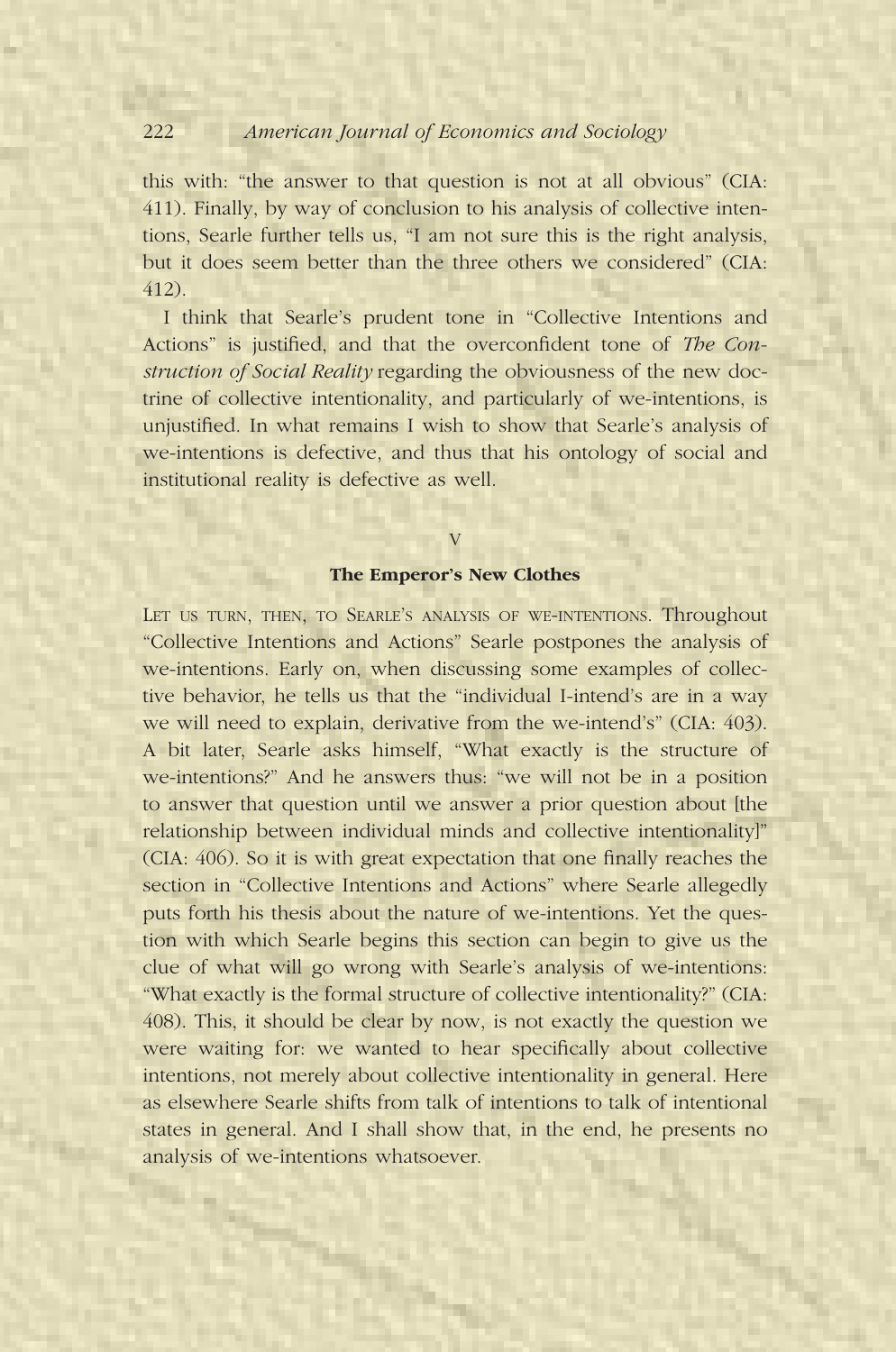this with: "the answer to that question is not at all obvious" (CIA: 411). Finally, by way of conclusion to his analysis of collective intentions, Searle further tells us, "I am not sure this is the right analysis, but it does seem better than the three others we considered" (CIA: 412).

I think that Searle's prudent tone in "Collective Intentions and Actions" is justified, and that the overconfident tone of *The Construction of Social Reality* regarding the obviousness of the new doctrine of collective intentionality, and particularly of we-intentions, is unjustified. In what remains I wish to show that Searle's analysis of we-intentions is defective, and thus that his ontology of social and institutional reality is defective as well.

## V

### The Emperor's New Clothes

LET US TURN, THEN, TO SEARLE'S ANALYSIS OF WE-INTENTIONS. Throughout "Collective Intentions and Actions" Searle postpones the analysis of we-intentions. Early on, when discussing some examples of collective behavior, he tells us that the "individual I-intend's are in a way we will need to explain, derivative from the we-intend's" (CIA: 403). A bit later, Searle asks himself, "What exactly is the structure of we-intentions?" And he answers thus: "we will not be in a position to answer that question until we answer a prior question about [the relationship between individual minds and collective intentionality]" (CIA: 406). So it is with great expectation that one finally reaches the section in "Collective Intentions and Actions" where Searle allegedly puts forth his thesis about the nature of we-intentions. Yet the question with which Searle begins this section can begin to give us the clue of what will go wrong with Searle's analysis of we-intentions: "What exactly is the formal structure of collective intentionality?" (CIA: 408). This, it should be clear by now, is not exactly the question we were waiting for: we wanted to hear specifically about collective intentions, not merely about collective intentionality in general. Here as elsewhere Searle shifts from talk of intentions to talk of intentional states in general. And I shall show that, in the end, he presents no analysis of we-intentions whatsoever.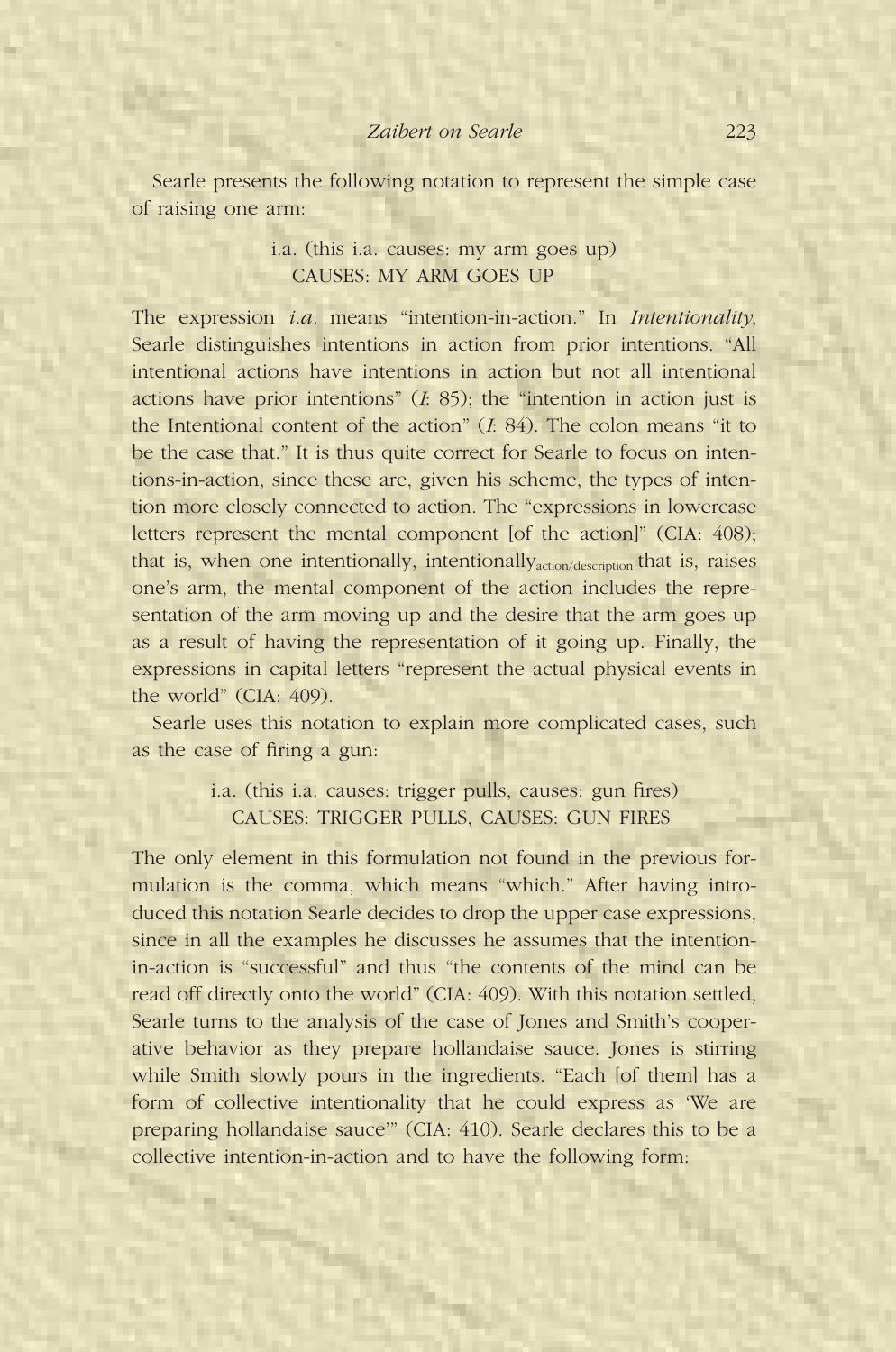Searle presents the following notation to represent the simple case of raising one arm:

> i.a. (this i.a. causes: my arm goes up)
> CAUSES: MY ARM GOES UP

The expression *i.a.* means "intention-in-action." In *Intentionality*, Searle distinguishes intentions in action from prior intentions. "All intentional actions have intentions in action but not all intentional actions have prior intentions" (*I*: 85); the "intention in action just is the Intentional content of the action" (*I*: 84). The colon means "it to be the case that." It is thus quite correct for Searle to focus on intentions-in-action, since these are, given his scheme, the types of intention more closely connected to action. The "expressions in lowercase letters represent the mental component [of the action]" (CIA: 408); that is, when one intentionally, intentionally$_{\text{action/description}}$ that is, raises one's arm, the mental component of the action includes the representation of the arm moving up and the desire that the arm goes up as a result of having the representation of it going up. Finally, the expressions in capital letters "represent the actual physical events in the world" (CIA: 409).

Searle uses this notation to explain more complicated cases, such as the case of firing a gun:

> i.a. (this i.a. causes: trigger pulls, causes: gun fires)
> CAUSES: TRIGGER PULLS, CAUSES: GUN FIRES

The only element in this formulation not found in the previous formulation is the comma, which means "which." After having introduced this notation Searle decides to drop the upper case expressions, since in all the examples he discusses he assumes that the intention-in-action is "successful" and thus "the contents of the mind can be read off directly onto the world" (CIA: 409). With this notation settled, Searle turns to the analysis of the case of Jones and Smith's cooperative behavior as they prepare hollandaise sauce. Jones is stirring while Smith slowly pours in the ingredients. "Each [of them] has a form of collective intentionality that he could express as 'We are preparing hollandaise sauce'" (CIA: 410). Searle declares this to be a collective intention-in-action and to have the following form: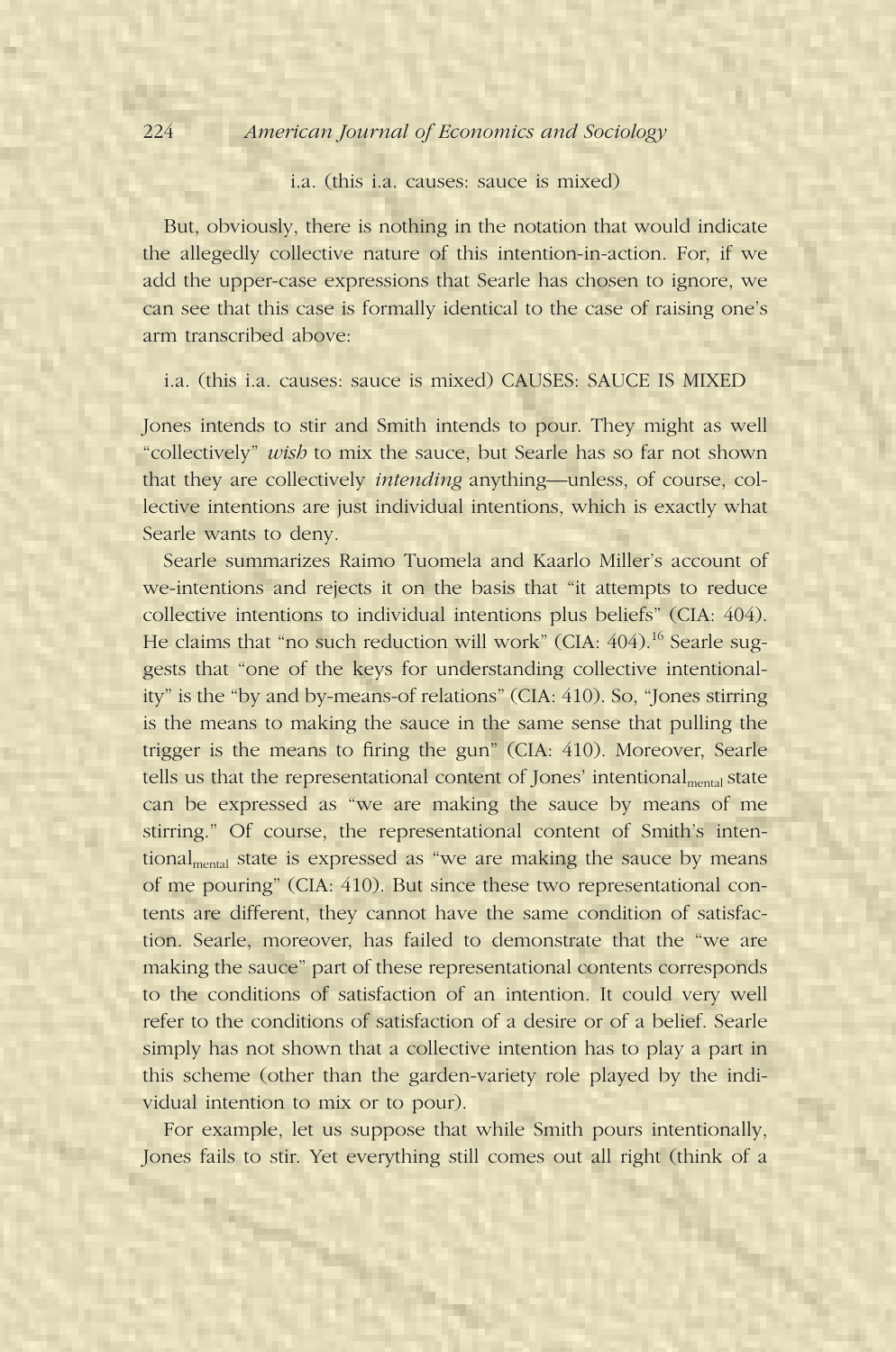i.a. (this i.a. causes: sauce is mixed)

But, obviously, there is nothing in the notation that would indicate the allegedly collective nature of this intention-in-action. For, if we add the upper-case expressions that Searle has chosen to ignore, we can see that this case is formally identical to the case of raising one's arm transcribed above:

i.a. (this i.a. causes: sauce is mixed) CAUSES: SAUCE IS MIXED

Jones intends to stir and Smith intends to pour. They might as well "collectively" *wish* to mix the sauce, but Searle has so far not shown that they are collectively *intending* anything—unless, of course, collective intentions are just individual intentions, which is exactly what Searle wants to deny.

Searle summarizes Raimo Tuomela and Kaarlo Miller's account of we-intentions and rejects it on the basis that "it attempts to reduce collective intentions to individual intentions plus beliefs" (CIA: 404). He claims that "no such reduction will work" (CIA: 404).[16] Searle suggests that "one of the keys for understanding collective intentionality" is the "by and by-means-of relations" (CIA: 410). So, "Jones stirring is the means to making the sauce in the same sense that pulling the trigger is the means to firing the gun" (CIA: 410). Moreover, Searle tells us that the representational content of Jones' $\text{intentional}_{\text{mental}}$ state can be expressed as "we are making the sauce by means of me stirring." Of course, the representational content of Smith's $\text{intentional}_{\text{mental}}$ state is expressed as "we are making the sauce by means of me pouring" (CIA: 410). But since these two representational contents are different, they cannot have the same condition of satisfaction. Searle, moreover, has failed to demonstrate that the "we are making the sauce" part of these representational contents corresponds to the conditions of satisfaction of an intention. It could very well refer to the conditions of satisfaction of a desire or of a belief. Searle simply has not shown that a collective intention has to play a part in this scheme (other than the garden-variety role played by the individual intention to mix or to pour).

For example, let us suppose that while Smith pours intentionally, Jones fails to stir. Yet everything still comes out all right (think of a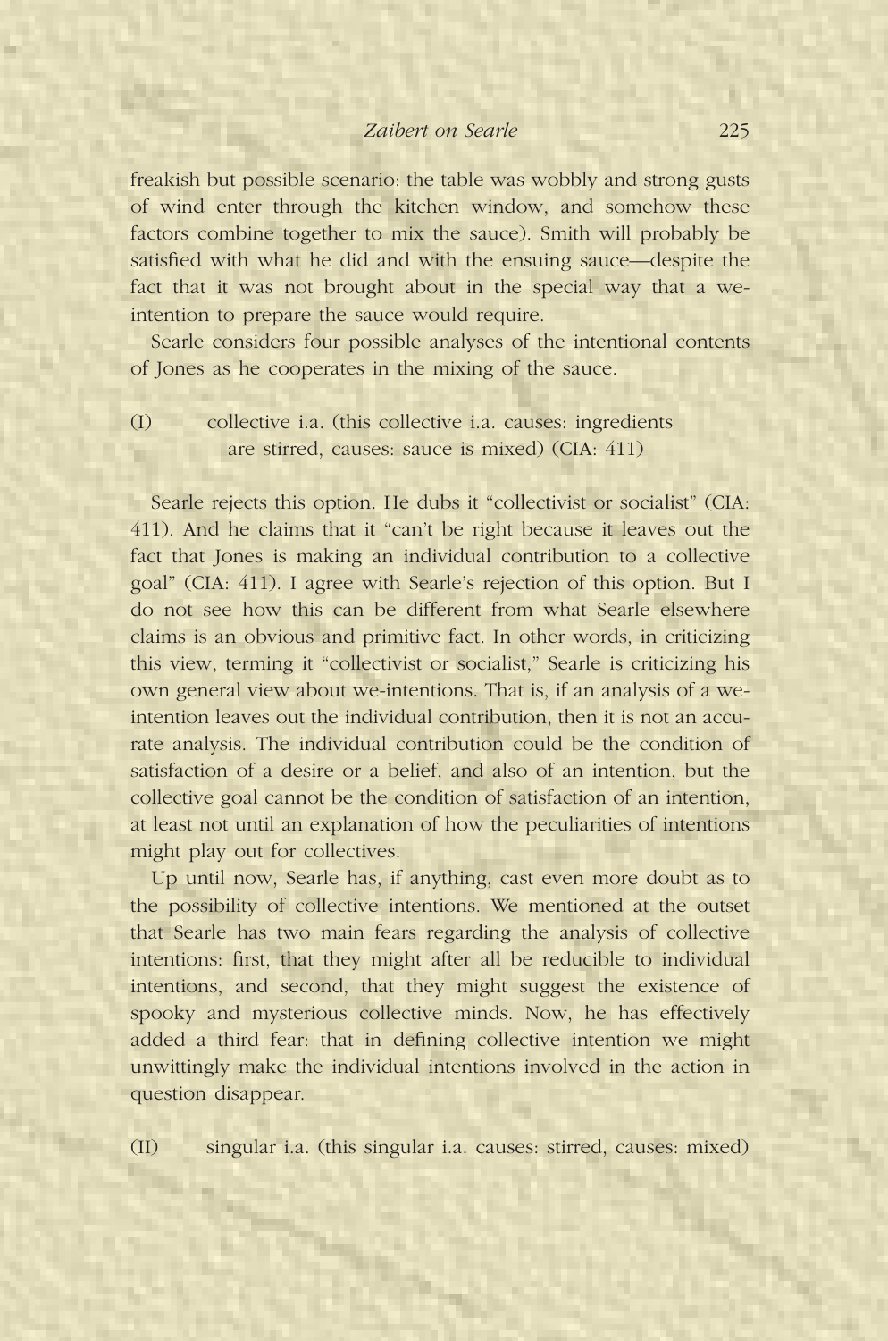freakish but possible scenario: the table was wobbly and strong gusts of wind enter through the kitchen window, and somehow these factors combine together to mix the sauce). Smith will probably be satisfied with what he did and with the ensuing sauce—despite the fact that it was not brought about in the special way that a we-intention to prepare the sauce would require.

Searle considers four possible analyses of the intentional contents of Jones as he cooperates in the mixing of the sauce.

(I) collective i.a. (this collective i.a. causes: ingredients are stirred, causes: sauce is mixed) (CIA: 411)

Searle rejects this option. He dubs it "collectivist or socialist" (CIA: 411). And he claims that it "can't be right because it leaves out the fact that Jones is making an individual contribution to a collective goal" (CIA: 411). I agree with Searle's rejection of this option. But I do not see how this can be different from what Searle elsewhere claims is an obvious and primitive fact. In other words, in criticizing this view, terming it "collectivist or socialist," Searle is criticizing his own general view about we-intentions. That is, if an analysis of a we-intention leaves out the individual contribution, then it is not an accurate analysis. The individual contribution could be the condition of satisfaction of a desire or a belief, and also of an intention, but the collective goal cannot be the condition of satisfaction of an intention, at least not until an explanation of how the peculiarities of intentions might play out for collectives.

Up until now, Searle has, if anything, cast even more doubt as to the possibility of collective intentions. We mentioned at the outset that Searle has two main fears regarding the analysis of collective intentions: first, that they might after all be reducible to individual intentions, and second, that they might suggest the existence of spooky and mysterious collective minds. Now, he has effectively added a third fear: that in defining collective intention we might unwittingly make the individual intentions involved in the action in question disappear.

(II) singular i.a. (this singular i.a. causes: stirred, causes: mixed)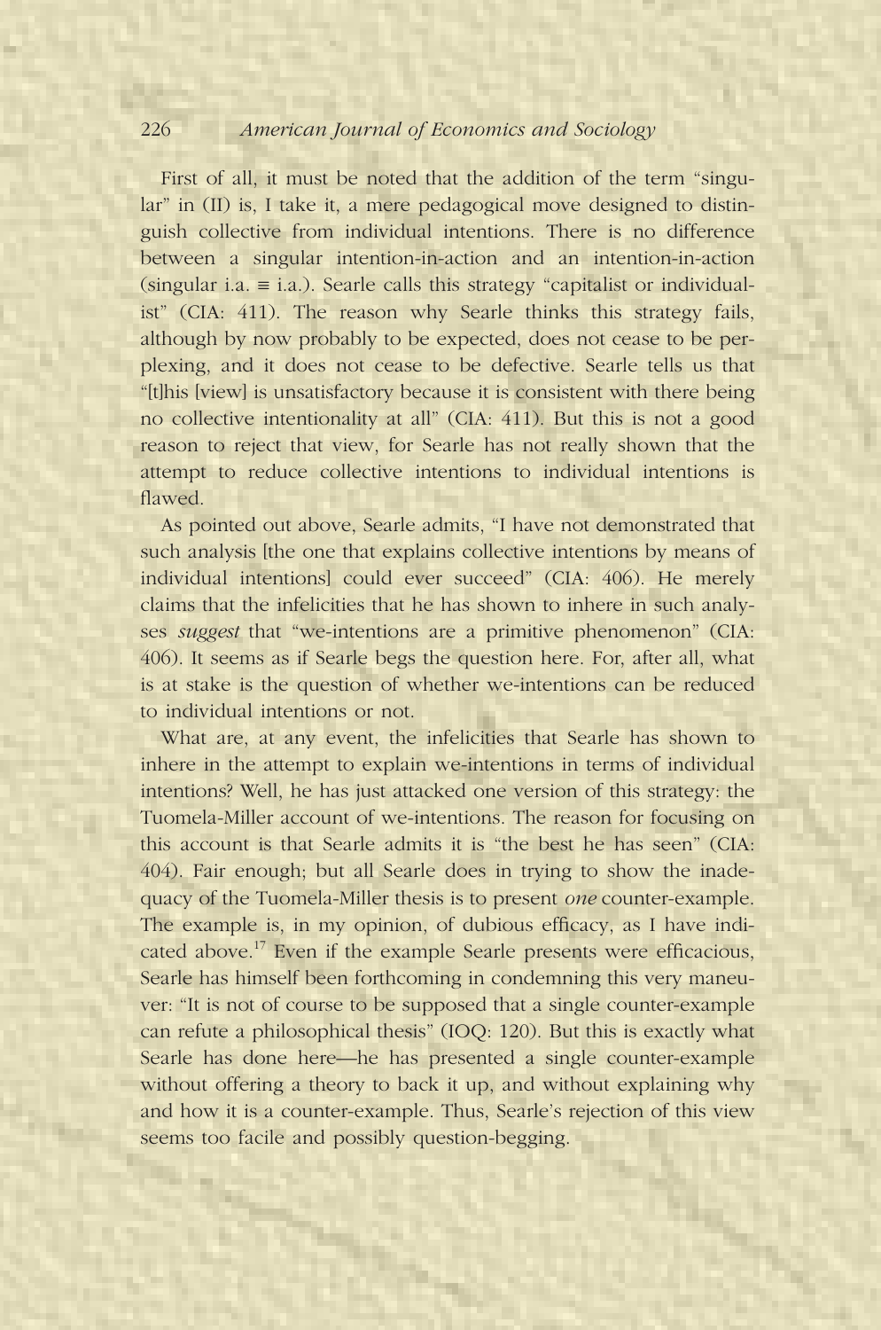First of all, it must be noted that the addition of the term "singular" in (II) is, I take it, a mere pedagogical move designed to distinguish collective from individual intentions. There is no difference between a singular intention-in-action and an intention-in-action (singular i.a. ≡ i.a.). Searle calls this strategy "capitalist or individualist" (CIA: 411). The reason why Searle thinks this strategy fails, although by now probably to be expected, does not cease to be perplexing, and it does not cease to be defective. Searle tells us that "[t]his [view] is unsatisfactory because it is consistent with there being no collective intentionality at all" (CIA: 411). But this is not a good reason to reject that view, for Searle has not really shown that the attempt to reduce collective intentions to individual intentions is flawed.

As pointed out above, Searle admits, "I have not demonstrated that such analysis [the one that explains collective intentions by means of individual intentions] could ever succeed" (CIA: 406). He merely claims that the infelicities that he has shown to inhere in such analyses *suggest* that "we-intentions are a primitive phenomenon" (CIA: 406). It seems as if Searle begs the question here. For, after all, what is at stake is the question of whether we-intentions can be reduced to individual intentions or not.

What are, at any event, the infelicities that Searle has shown to inhere in the attempt to explain we-intentions in terms of individual intentions? Well, he has just attacked one version of this strategy: the Tuomela-Miller account of we-intentions. The reason for focusing on this account is that Searle admits it is "the best he has seen" (CIA: 404). Fair enough; but all Searle does in trying to show the inadequacy of the Tuomela-Miller thesis is to present *one* counter-example. The example is, in my opinion, of dubious efficacy, as I have indicated above.[17] Even if the example Searle presents were efficacious, Searle has himself been forthcoming in condemning this very maneuver: "It is not of course to be supposed that a single counter-example can refute a philosophical thesis" (IOQ: 120). But this is exactly what Searle has done here—he has presented a single counter-example without offering a theory to back it up, and without explaining why and how it is a counter-example. Thus, Searle's rejection of this view seems too facile and possibly question-begging.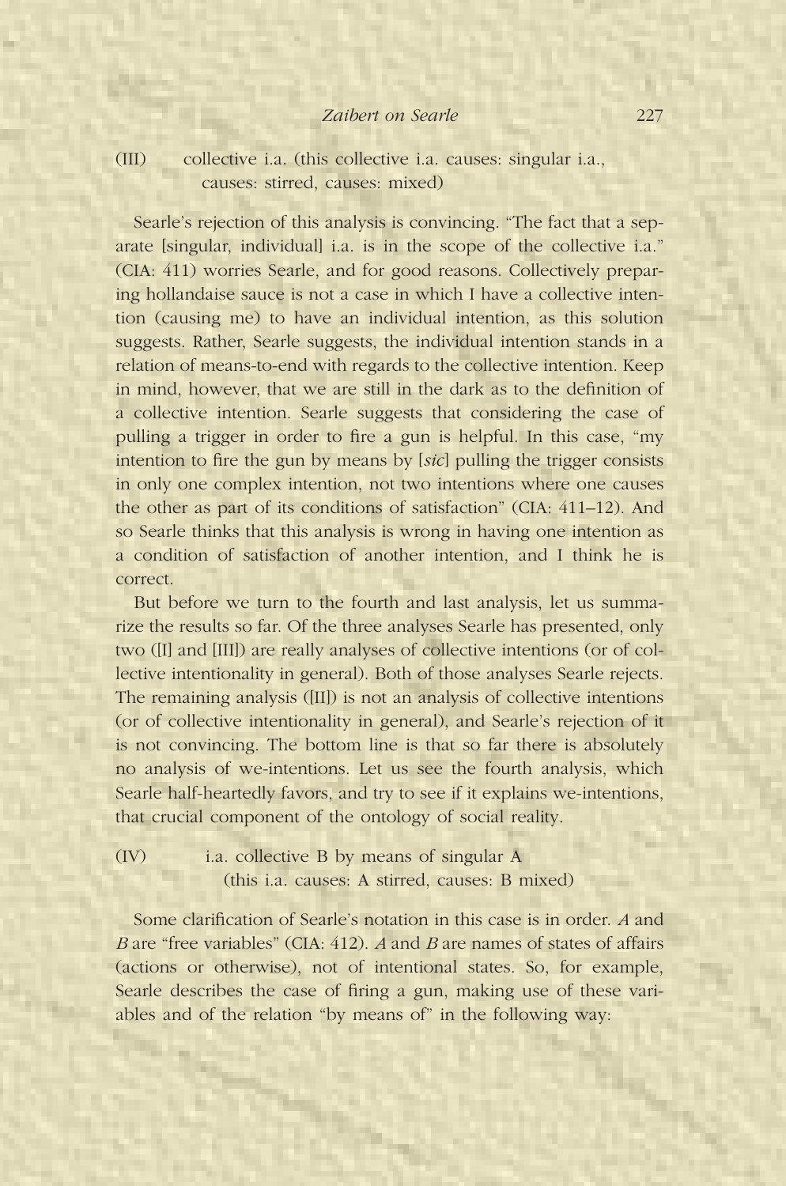(III) collective i.a. (this collective i.a. causes: singular i.a., causes: stirred, causes: mixed)

Searle's rejection of this analysis is convincing. "The fact that a separate [singular, individual] i.a. is in the scope of the collective i.a." (CIA: 411) worries Searle, and for good reasons. Collectively preparing hollandaise sauce is not a case in which I have a collective intention (causing me) to have an individual intention, as this solution suggests. Rather, Searle suggests, the individual intention stands in a relation of means-to-end with regards to the collective intention. Keep in mind, however, that we are still in the dark as to the definition of a collective intention. Searle suggests that considering the case of pulling a trigger in order to fire a gun is helpful. In this case, "my intention to fire the gun by means by [*sic*] pulling the trigger consists in only one complex intention, not two intentions where one causes the other as part of its conditions of satisfaction" (CIA: 411–12). And so Searle thinks that this analysis is wrong in having one intention as a condition of satisfaction of another intention, and I think he is correct.

But before we turn to the fourth and last analysis, let us summarize the results so far. Of the three analyses Searle has presented, only two ([I] and [III]) are really analyses of collective intentions (or of collective intentionality in general). Both of those analyses Searle rejects. The remaining analysis ([II]) is not an analysis of collective intentions (or of collective intentionality in general), and Searle's rejection of it is not convincing. The bottom line is that so far there is absolutely no analysis of we-intentions. Let us see the fourth analysis, which Searle half-heartedly favors, and try to see if it explains we-intentions, that crucial component of the ontology of social reality.

(IV) i.a. collective B by means of singular A (this i.a. causes: A stirred, causes: B mixed)

Some clarification of Searle's notation in this case is in order. *A* and *B* are "free variables" (CIA: 412). *A* and *B* are names of states of affairs (actions or otherwise), not of intentional states. So, for example, Searle describes the case of firing a gun, making use of these variables and of the relation "by means of" in the following way: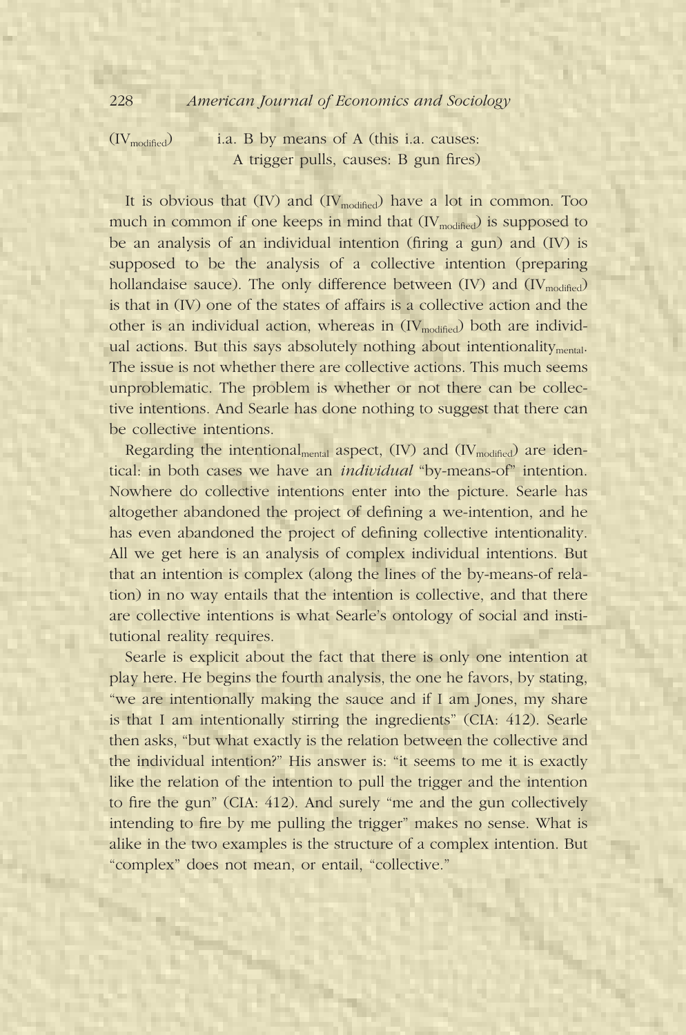($IV_{modified}$) i.a. B by means of A (this i.a. causes: A trigger pulls, causes: B gun fires)

It is obvious that (IV) and ($IV_{modified}$) have a lot in common. Too much in common if one keeps in mind that ($IV_{modified}$) is supposed to be an analysis of an individual intention (firing a gun) and (IV) is supposed to be the analysis of a collective intention (preparing hollandaise sauce). The only difference between (IV) and ($IV_{modified}$) is that in (IV) one of the states of affairs is a collective action and the other is an individual action, whereas in ($IV_{modified}$) both are individual actions. But this says absolutely nothing about $intentionality_{mental}$. The issue is not whether there are collective actions. This much seems unproblematic. The problem is whether or not there can be collective intentions. And Searle has done nothing to suggest that there can be collective intentions.

Regarding the $intentional_{mental}$ aspect, (IV) and ($IV_{modified}$) are identical: in both cases we have an *individual* "by-means-of" intention. Nowhere do collective intentions enter into the picture. Searle has altogether abandoned the project of defining a we-intention, and he has even abandoned the project of defining collective intentionality. All we get here is an analysis of complex individual intentions. But that an intention is complex (along the lines of the by-means-of relation) in no way entails that the intention is collective, and that there are collective intentions is what Searle's ontology of social and institutional reality requires.

Searle is explicit about the fact that there is only one intention at play here. He begins the fourth analysis, the one he favors, by stating, "we are intentionally making the sauce and if I am Jones, my share is that I am intentionally stirring the ingredients" (CIA: 412). Searle then asks, "but what exactly is the relation between the collective and the individual intention?" His answer is: "it seems to me it is exactly like the relation of the intention to pull the trigger and the intention to fire the gun" (CIA: 412). And surely "me and the gun collectively intending to fire by me pulling the trigger" makes no sense. What is alike in the two examples is the structure of a complex intention. But "complex" does not mean, or entail, "collective."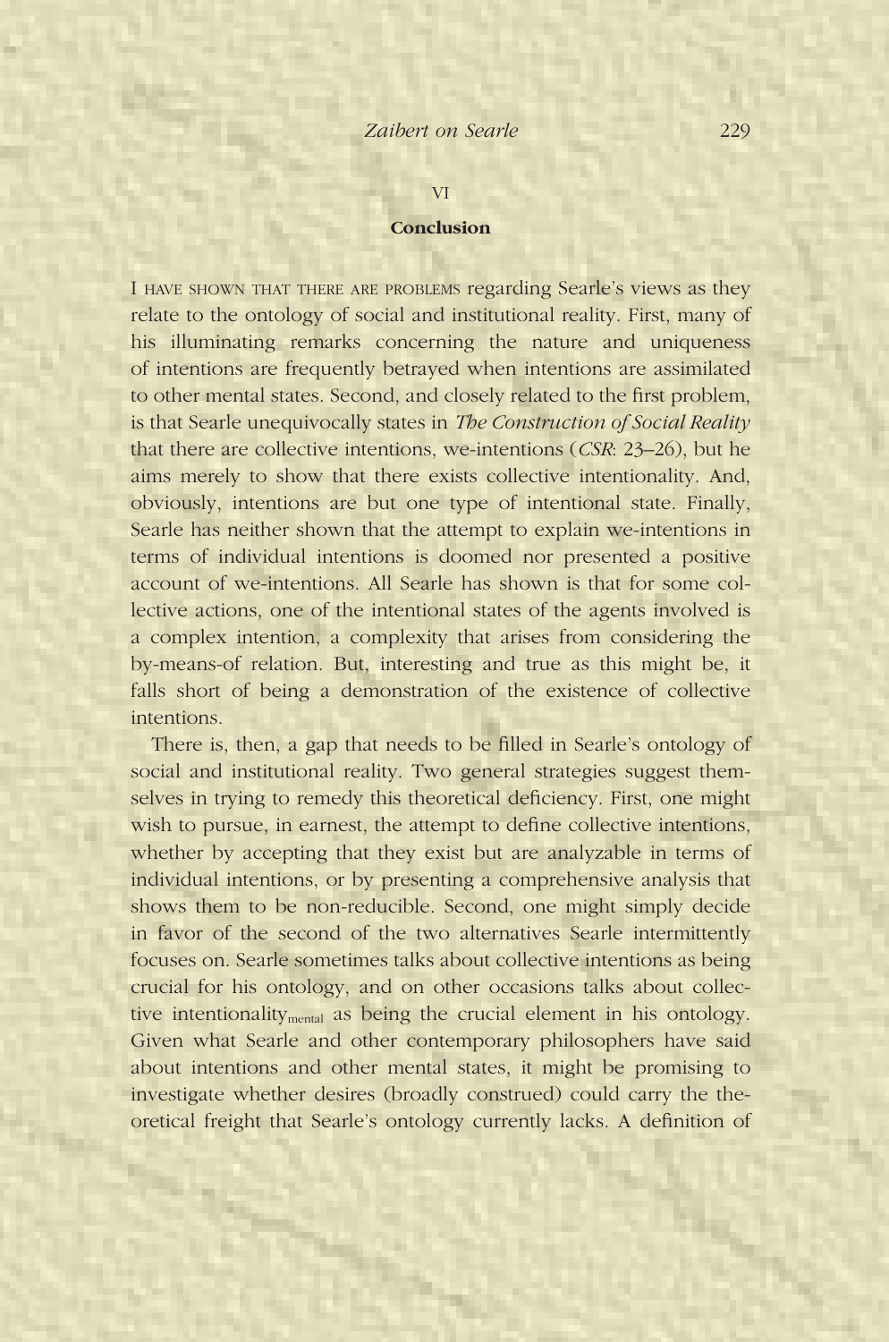## VI

## Conclusion

I HAVE SHOWN THAT THERE ARE PROBLEMS regarding Searle's views as they relate to the ontology of social and institutional reality. First, many of his illuminating remarks concerning the nature and uniqueness of intentions are frequently betrayed when intentions are assimilated to other mental states. Second, and closely related to the first problem, is that Searle unequivocally states in *The Construction of Social Reality* that there are collective intentions, we-intentions (*CSR*: 23–26), but he aims merely to show that there exists collective intentionality. And, obviously, intentions are but one type of intentional state. Finally, Searle has neither shown that the attempt to explain we-intentions in terms of individual intentions is doomed nor presented a positive account of we-intentions. All Searle has shown is that for some collective actions, one of the intentional states of the agents involved is a complex intention, a complexity that arises from considering the by-means-of relation. But, interesting and true as this might be, it falls short of being a demonstration of the existence of collective intentions.

There is, then, a gap that needs to be filled in Searle's ontology of social and institutional reality. Two general strategies suggest themselves in trying to remedy this theoretical deficiency. First, one might wish to pursue, in earnest, the attempt to define collective intentions, whether by accepting that they exist but are analyzable in terms of individual intentions, or by presenting a comprehensive analysis that shows them to be non-reducible. Second, one might simply decide in favor of the second of the two alternatives Searle intermittently focuses on. Searle sometimes talks about collective intentions as being crucial for his ontology, and on other occasions talks about collective intentionality$_{\text{mental}}$ as being the crucial element in his ontology. Given what Searle and other contemporary philosophers have said about intentions and other mental states, it might be promising to investigate whether desires (broadly construed) could carry the theoretical freight that Searle's ontology currently lacks. A definition of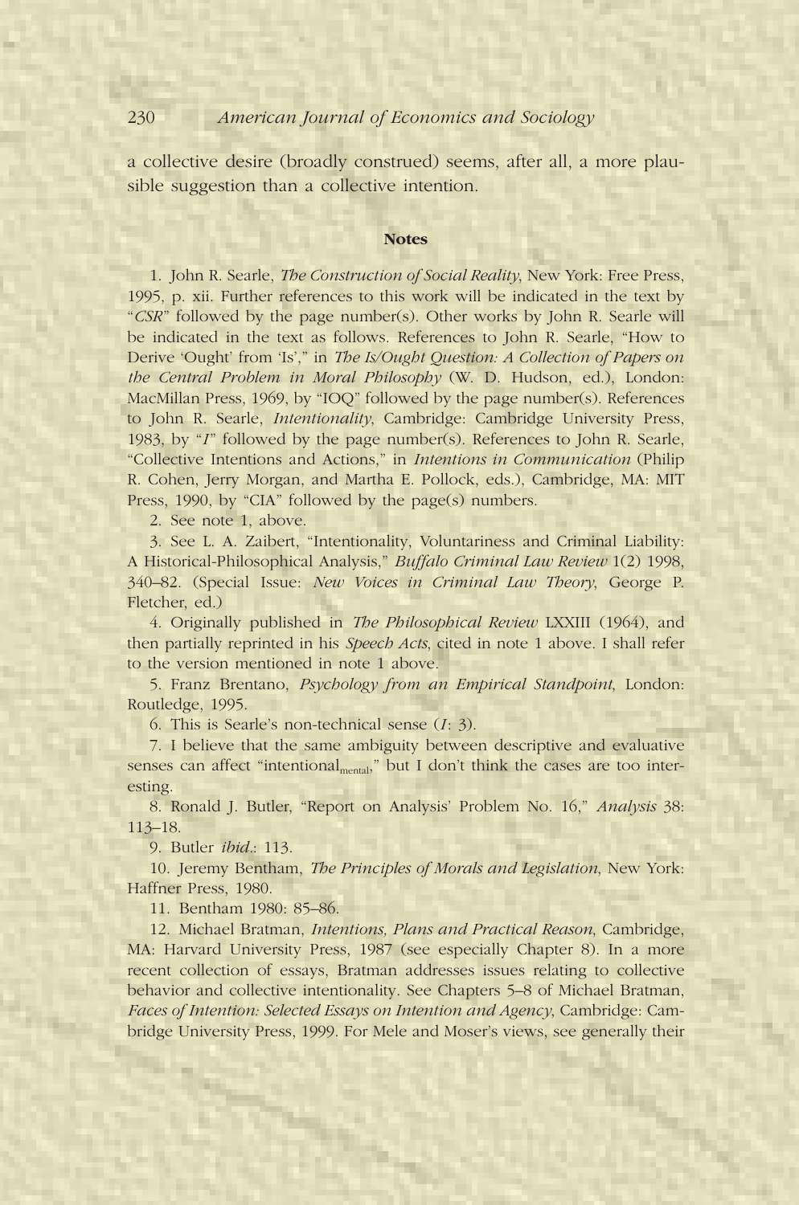a collective desire (broadly construed) seems, after all, a more plausible suggestion than a collective intention.

## Notes

1. John R. Searle, *The Construction of Social Reality*, New York: Free Press, 1995, p. xii. Further references to this work will be indicated in the text by "*CSR*" followed by the page number(s). Other works by John R. Searle will be indicated in the text as follows. References to John R. Searle, "How to Derive 'Ought' from 'Is'," in *The Is/Ought Question: A Collection of Papers on the Central Problem in Moral Philosophy* (W. D. Hudson, ed.), London: MacMillan Press, 1969, by "IOQ" followed by the page number(s). References to John R. Searle, *Intentionality*, Cambridge: Cambridge University Press, 1983, by "*I*" followed by the page number(s). References to John R. Searle, "Collective Intentions and Actions," in *Intentions in Communication* (Philip R. Cohen, Jerry Morgan, and Martha E. Pollock, eds.), Cambridge, MA: MIT Press, 1990, by "CIA" followed by the page(s) numbers.

2. See note 1, above.

3. See L. A. Zaibert, "Intentionality, Voluntariness and Criminal Liability: A Historical-Philosophical Analysis," *Buffalo Criminal Law Review* 1(2) 1998, 340–82. (Special Issue: *New Voices in Criminal Law Theory*, George P. Fletcher, ed.)

4. Originally published in *The Philosophical Review* LXXIII (1964), and then partially reprinted in his *Speech Acts*, cited in note 1 above. I shall refer to the version mentioned in note 1 above.

5. Franz Brentano, *Psychology from an Empirical Standpoint*, London: Routledge, 1995.

6. This is Searle's non-technical sense (*I*: 3).

7. I believe that the same ambiguity between descriptive and evaluative senses can affect "intentional$_{mental}$," but I don't think the cases are too interesting.

8. Ronald J. Butler, "Report on Analysis' Problem No. 16," *Analysis* 38: 113–18.

9. Butler *ibid.*: 113.

10. Jeremy Bentham, *The Principles of Morals and Legislation*, New York: Haffner Press, 1980.

11. Bentham 1980: 85–86.

12. Michael Bratman, *Intentions, Plans and Practical Reason*, Cambridge, MA: Harvard University Press, 1987 (see especially Chapter 8). In a more recent collection of essays, Bratman addresses issues relating to collective behavior and collective intentionality. See Chapters 5–8 of Michael Bratman, *Faces of Intention: Selected Essays on Intention and Agency*, Cambridge: Cambridge University Press, 1999. For Mele and Moser's views, see generally their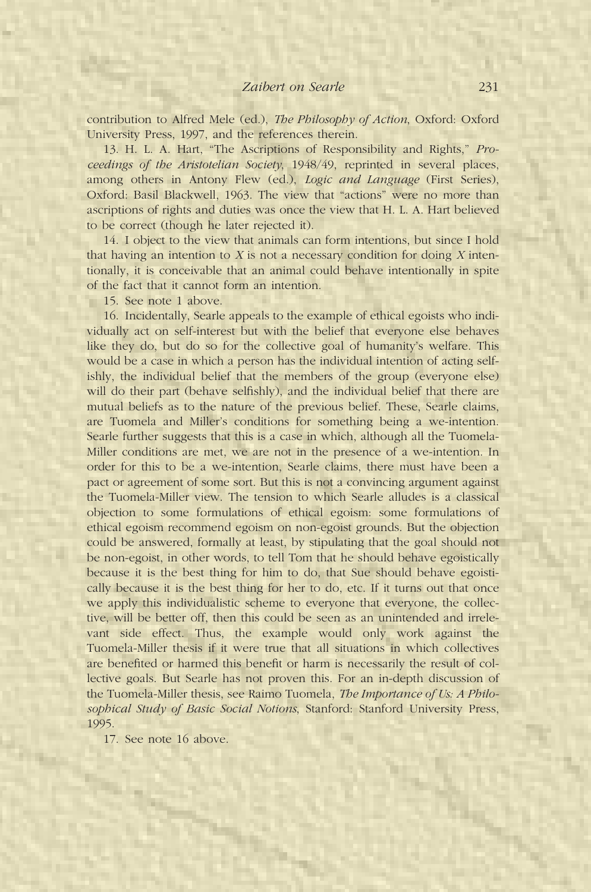contribution to Alfred Mele (ed.), *The Philosophy of Action*, Oxford: Oxford University Press, 1997, and the references therein.

13. H. L. A. Hart, "The Ascriptions of Responsibility and Rights," *Proceedings of the Aristotelian Society*, 1948/49, reprinted in several places, among others in Antony Flew (ed.), *Logic and Language* (First Series), Oxford: Basil Blackwell, 1963. The view that "actions" were no more than ascriptions of rights and duties was once the view that H. L. A. Hart believed to be correct (though he later rejected it).

14. I object to the view that animals can form intentions, but since I hold that having an intention to *X* is not a necessary condition for doing *X* intentionally, it is conceivable that an animal could behave intentionally in spite of the fact that it cannot form an intention.

15. See note 1 above.

16. Incidentally, Searle appeals to the example of ethical egoists who individually act on self-interest but with the belief that everyone else behaves like they do, but do so for the collective goal of humanity's welfare. This would be a case in which a person has the individual intention of acting selfishly, the individual belief that the members of the group (everyone else) will do their part (behave selfishly), and the individual belief that there are mutual beliefs as to the nature of the previous belief. These, Searle claims, are Tuomela and Miller's conditions for something being a we-intention. Searle further suggests that this is a case in which, although all the Tuomela-Miller conditions are met, we are not in the presence of a we-intention. In order for this to be a we-intention, Searle claims, there must have been a pact or agreement of some sort. But this is not a convincing argument against the Tuomela-Miller view. The tension to which Searle alludes is a classical objection to some formulations of ethical egoism: some formulations of ethical egoism recommend egoism on non-egoist grounds. But the objection could be answered, formally at least, by stipulating that the goal should not be non-egoist, in other words, to tell Tom that he should behave egoistically because it is the best thing for him to do, that Sue should behave egoistically because it is the best thing for her to do, etc. If it turns out that once we apply this individualistic scheme to everyone that everyone, the collective, will be better off, then this could be seen as an unintended and irrelevant side effect. Thus, the example would only work against the Tuomela-Miller thesis if it were true that all situations in which collectives are benefited or harmed this benefit or harm is necessarily the result of collective goals. But Searle has not proven this. For an in-depth discussion of the Tuomela-Miller thesis, see Raimo Tuomela, *The Importance of Us: A Philosophical Study of Basic Social Notions*, Stanford: Stanford University Press, 1995.

17. See note 16 above.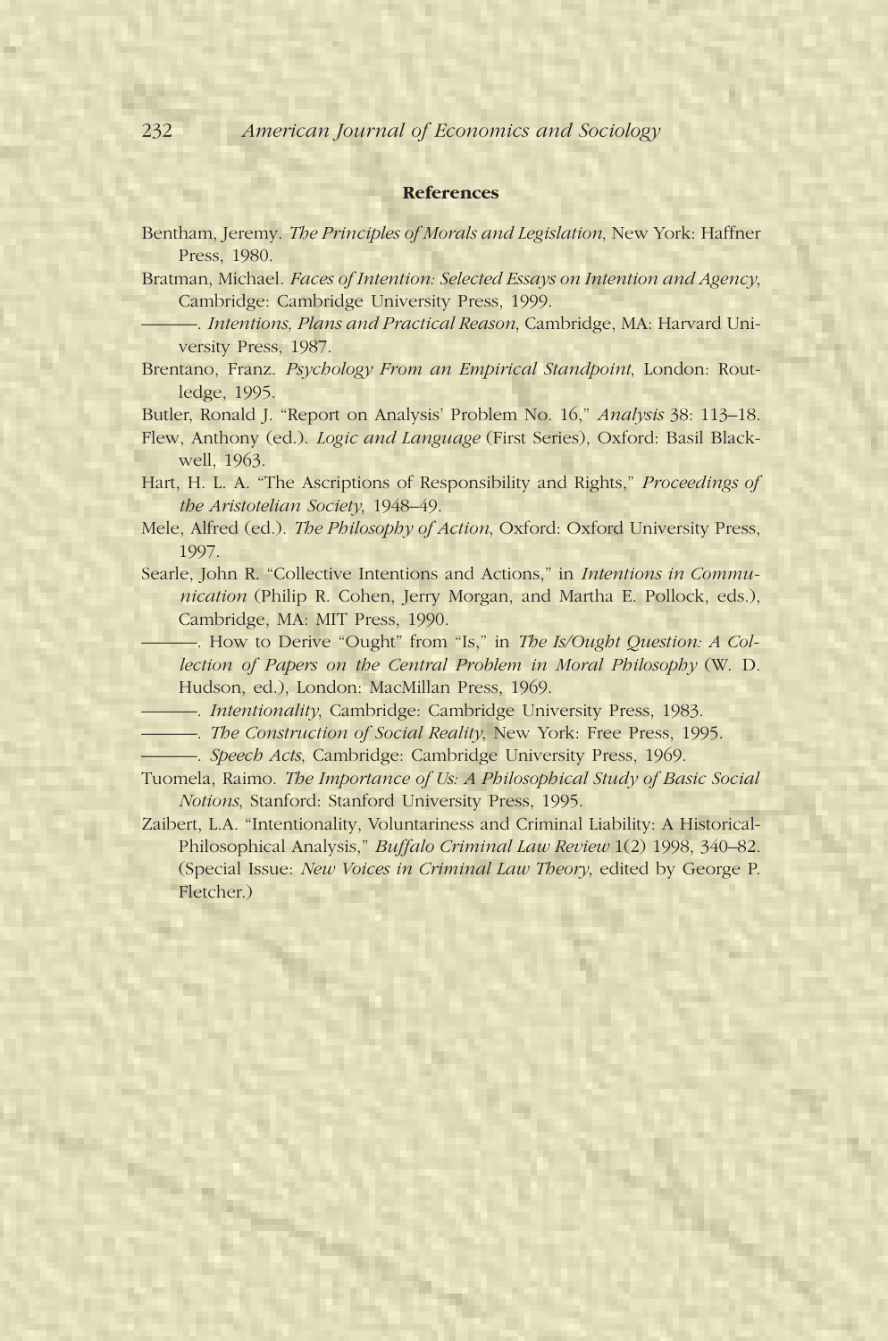## References

Bentham, Jeremy. *The Principles of Morals and Legislation*, New York: Haffner Press, 1980.

Bratman, Michael. *Faces of Intention: Selected Essays on Intention and Agency*, Cambridge: Cambridge University Press, 1999.

———. *Intentions, Plans and Practical Reason*, Cambridge, MA: Harvard University Press, 1987.

Brentano, Franz. *Psychology From an Empirical Standpoint*, London: Routledge, 1995.

Butler, Ronald J. "Report on Analysis' Problem No. 16," *Analysis* 38: 113–18.

Flew, Anthony (ed.). *Logic and Language* (First Series), Oxford: Basil Blackwell, 1963.

Hart, H. L. A. "The Ascriptions of Responsibility and Rights," *Proceedings of the Aristotelian Society*, 1948–49.

Mele, Alfred (ed.). *The Philosophy of Action*, Oxford: Oxford University Press, 1997.

Searle, John R. "Collective Intentions and Actions," in *Intentions in Communication* (Philip R. Cohen, Jerry Morgan, and Martha E. Pollock, eds.), Cambridge, MA: MIT Press, 1990.

———. How to Derive "Ought" from "Is," in *The Is/Ought Question: A Collection of Papers on the Central Problem in Moral Philosophy* (W. D. Hudson, ed.), London: MacMillan Press, 1969.

———. *Intentionality*, Cambridge: Cambridge University Press, 1983.

———. *The Construction of Social Reality*, New York: Free Press, 1995.

———. *Speech Acts*, Cambridge: Cambridge University Press, 1969.

Tuomela, Raimo. *The Importance of Us: A Philosophical Study of Basic Social Notions*, Stanford: Stanford University Press, 1995.

Zaibert, L.A. "Intentionality, Voluntariness and Criminal Liability: A Historical-Philosophical Analysis," *Buffalo Criminal Law Review* 1(2) 1998, 340–82. (Special Issue: *New Voices in Criminal Law Theory*, edited by George P. Fletcher.)